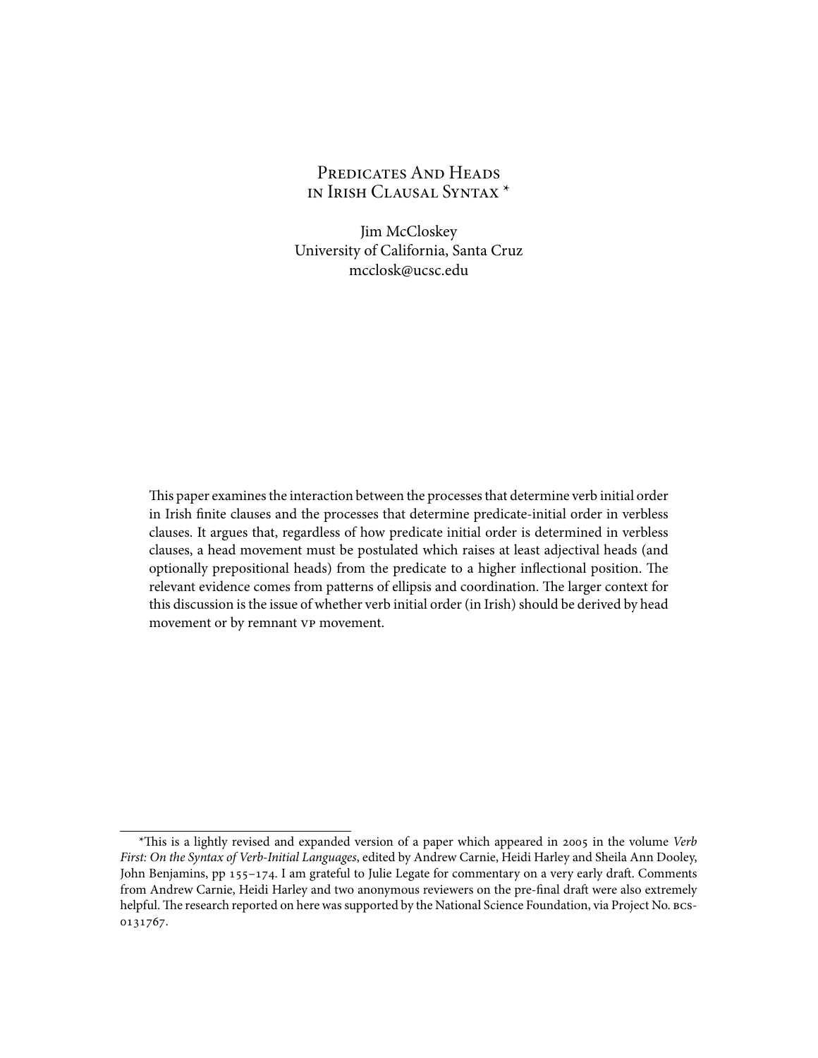# Predicates And Heads in Irish Clausal Syntax *

Jim McCloskey
University of California, Santa Cruz
mcclosk@ucsc.edu

This paper examines the interaction between the processes that determine verb initial order in Irish finite clauses and the processes that determine predicate-initial order in verbless clauses. It argues that, regardless of how predicate initial order is determined in verbless clauses, a head movement must be postulated which raises at least adjectival heads (and optionally prepositional heads) from the predicate to a higher inflectional position. The relevant evidence comes from patterns of ellipsis and coordination. The larger context for this discussion is the issue of whether verb initial order (in Irish) should be derived by head movement or by remnant VP movement.

---

*This is a lightly revised and expanded version of a paper which appeared in 2005 in the volume *Verb First: On the Syntax of Verb-Initial Languages*, edited by Andrew Carnie, Heidi Harley and Sheila Ann Dooley, John Benjamins, pp 155–174. I am grateful to Julie Legate for commentary on a very early draft. Comments from Andrew Carnie, Heidi Harley and two anonymous reviewers on the pre-final draft were also extremely helpful. The research reported on here was supported by the National Science Foundation, via Project No. BCS-0131767.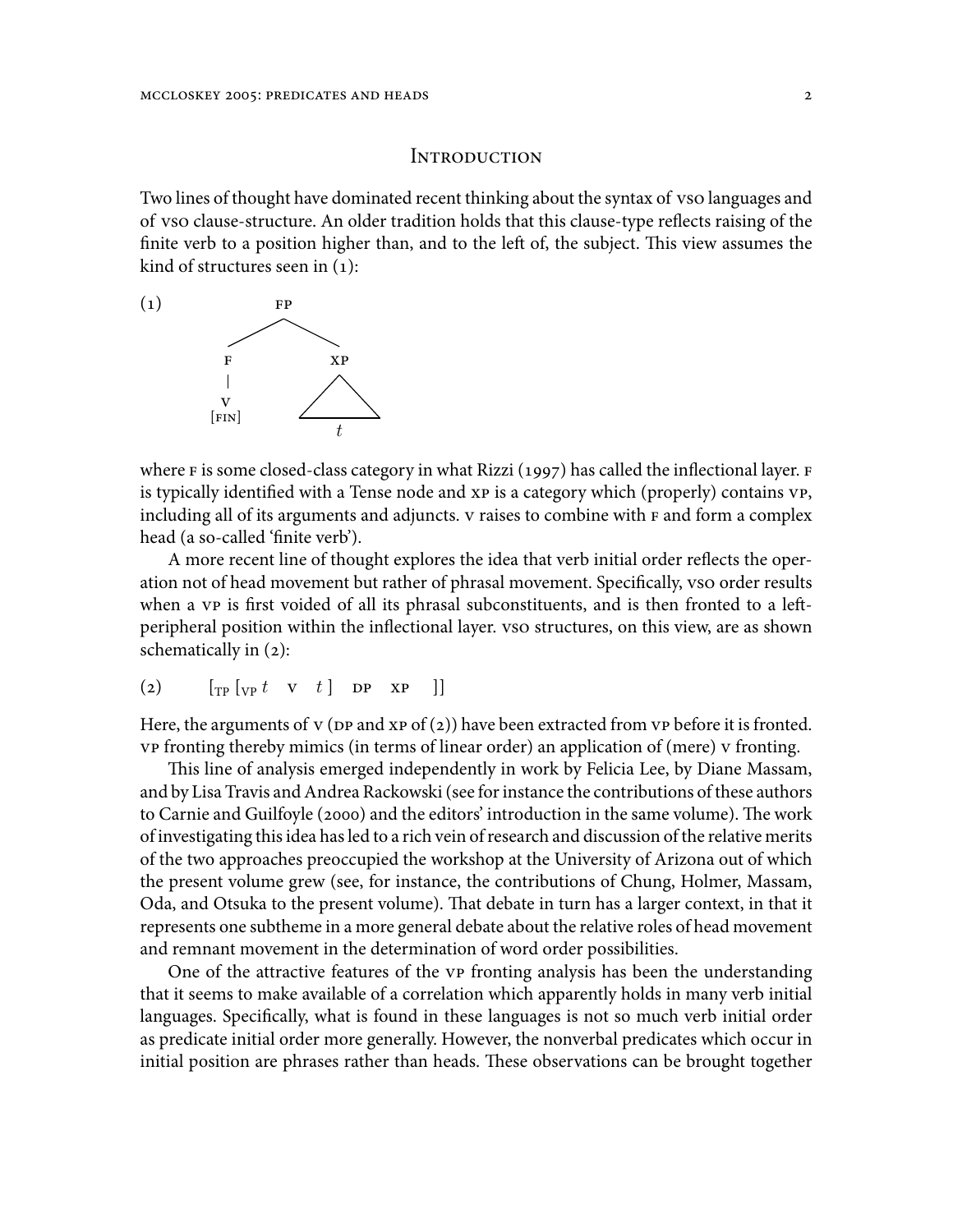## Introduction

Two lines of thought have dominated recent thinking about the syntax of VSO languages and of VSO clause-structure. An older tradition holds that this clause-type reflects raising of the finite verb to a position higher than, and to the left of, the subject. This view assumes the kind of structures seen in (1):

(1)

```
        FP
       /  \
      F    XP
      |    /\
      V   /  \
   [FIN]  ----
           t
```

where F is some closed-class category in what Rizzi (1997) has called the inflectional layer. F is typically identified with a Tense node and XP is a category which (properly) contains VP, including all of its arguments and adjuncts. V raises to combine with F and form a complex head (a so-called 'finite verb').

A more recent line of thought explores the idea that verb initial order reflects the operation not of head movement but rather of phrasal movement. Specifically, VSO order results when a VP is first voided of all its phrasal subconstituents, and is then fronted to a left-peripheral position within the inflectional layer. VSO structures, on this view, are as shown schematically in (2):

(2) $[_{TP}\ [_{VP}\ t\quad V\quad t\ ]\quad DP\quad XP\quad ]]$

Here, the arguments of V (DP and XP of (2)) have been extracted from VP before it is fronted. VP fronting thereby mimics (in terms of linear order) an application of (mere) V fronting.

This line of analysis emerged independently in work by Felicia Lee, by Diane Massam, and by Lisa Travis and Andrea Rackowski (see for instance the contributions of these authors to Carnie and Guilfoyle (2000) and the editors' introduction in the same volume). The work of investigating this idea has led to a rich vein of research and discussion of the relative merits of the two approaches preoccupied the workshop at the University of Arizona out of which the present volume grew (see, for instance, the contributions of Chung, Holmer, Massam, Oda, and Otsuka to the present volume). That debate in turn has a larger context, in that it represents one subtheme in a more general debate about the relative roles of head movement and remnant movement in the determination of word order possibilities.

One of the attractive features of the VP fronting analysis has been the understanding that it seems to make available of a correlation which apparently holds in many verb initial languages. Specifically, what is found in these languages is not so much verb initial order as predicate initial order more generally. However, the nonverbal predicates which occur in initial position are phrases rather than heads. These observations can be brought together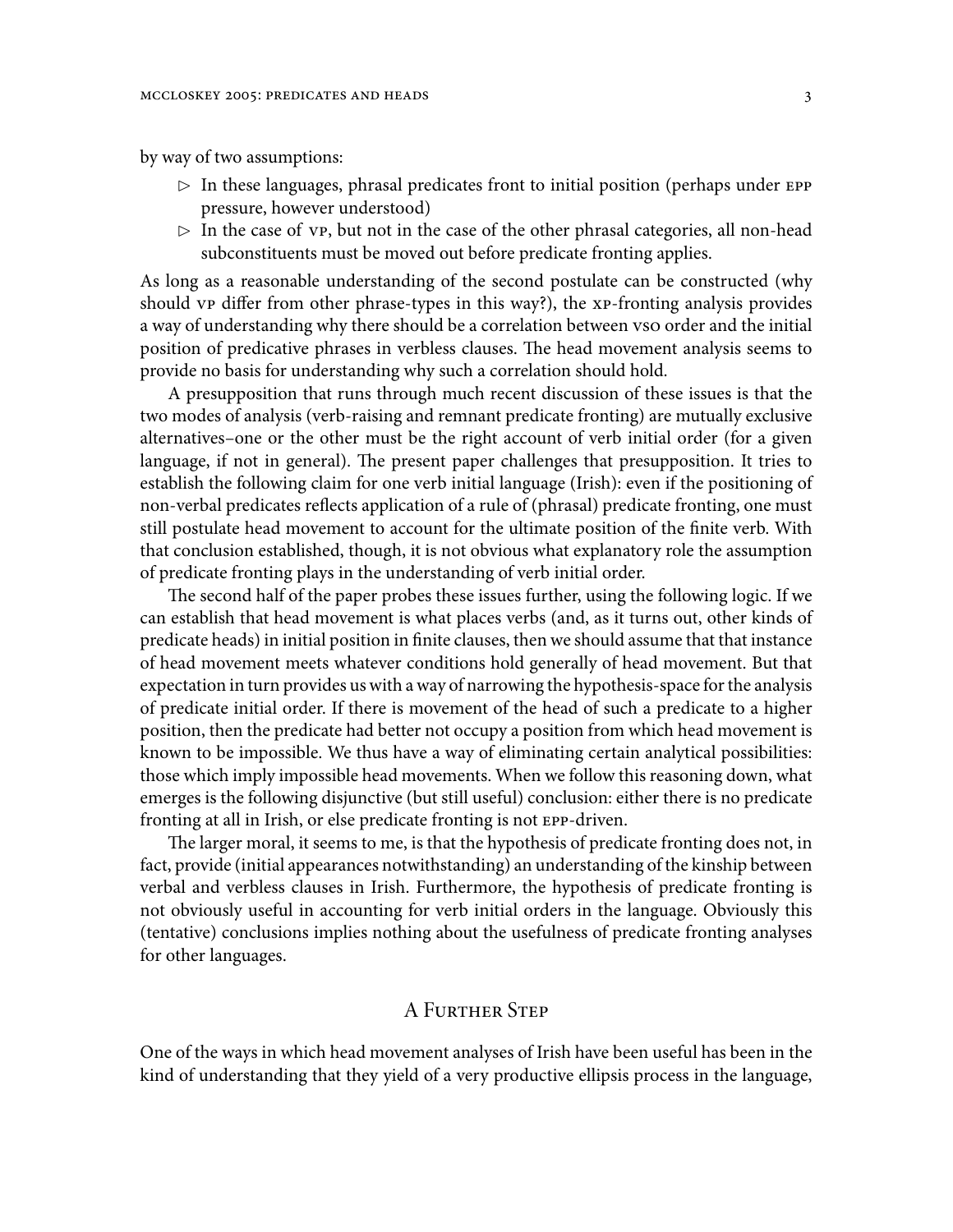by way of two assumptions:

- ▷ In these languages, phrasal predicates front to initial position (perhaps under EPP pressure, however understood)
- ▷ In the case of VP, but not in the case of the other phrasal categories, all non-head subconstituents must be moved out before predicate fronting applies.

As long as a reasonable understanding of the second postulate can be constructed (why should VP differ from other phrase-types in this way?), the XP-fronting analysis provides a way of understanding why there should be a correlation between VSO order and the initial position of predicative phrases in verbless clauses. The head movement analysis seems to provide no basis for understanding why such a correlation should hold.

A presupposition that runs through much recent discussion of these issues is that the two modes of analysis (verb-raising and remnant predicate fronting) are mutually exclusive alternatives–one or the other must be the right account of verb initial order (for a given language, if not in general). The present paper challenges that presupposition. It tries to establish the following claim for one verb initial language (Irish): even if the positioning of non-verbal predicates reflects application of a rule of (phrasal) predicate fronting, one must still postulate head movement to account for the ultimate position of the finite verb. With that conclusion established, though, it is not obvious what explanatory role the assumption of predicate fronting plays in the understanding of verb initial order.

The second half of the paper probes these issues further, using the following logic. If we can establish that head movement is what places verbs (and, as it turns out, other kinds of predicate heads) in initial position in finite clauses, then we should assume that that instance of head movement meets whatever conditions hold generally of head movement. But that expectation in turn provides us with a way of narrowing the hypothesis-space for the analysis of predicate initial order. If there is movement of the head of such a predicate to a higher position, then the predicate had better not occupy a position from which head movement is known to be impossible. We thus have a way of eliminating certain analytical possibilities: those which imply impossible head movements. When we follow this reasoning down, what emerges is the following disjunctive (but still useful) conclusion: either there is no predicate fronting at all in Irish, or else predicate fronting is not EPP-driven.

The larger moral, it seems to me, is that the hypothesis of predicate fronting does not, in fact, provide (initial appearances notwithstanding) an understanding of the kinship between verbal and verbless clauses in Irish. Furthermore, the hypothesis of predicate fronting is not obviously useful in accounting for verb initial orders in the language. Obviously this (tentative) conclusions implies nothing about the usefulness of predicate fronting analyses for other languages.

## A Further Step

One of the ways in which head movement analyses of Irish have been useful has been in the kind of understanding that they yield of a very productive ellipsis process in the language,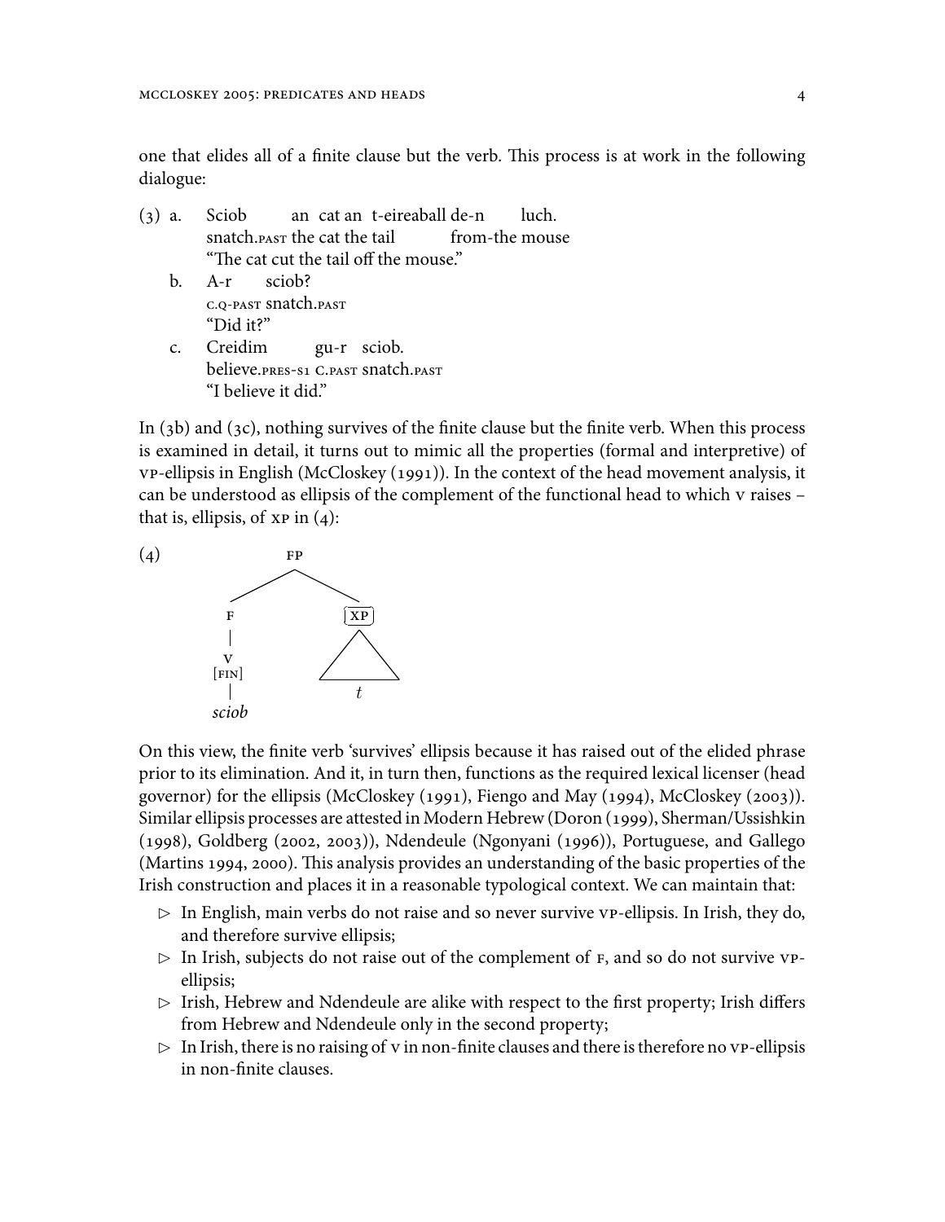one that elides all of a finite clause but the verb. This process is at work in the following dialogue:

(3) a. Sciob an cat an t-eireaball de-n luch.
   snatch.PAST the cat the tail from-the mouse
   "The cat cut the tail off the mouse."

  b. A-r sciob?
   C.Q-PAST snatch.PAST
   "Did it?"

  c. Creidim gu-r sciob.
   believe.PRES-S1 C.PAST snatch.PAST
   "I believe it did."

In (3b) and (3c), nothing survives of the finite clause but the finite verb. When this process is examined in detail, it turns out to mimic all the properties (formal and interpretive) of VP-ellipsis in English (McCloskey (1991)). In the context of the head movement analysis, it can be understood as ellipsis of the complement of the functional head to which V raises – that is, ellipsis, of XP in (4):

(4)

```
          FP
        /    \
       F     [XP]
       |      /\
       V     /  \
     [FIN]    t
       |
     sciob
```

On this view, the finite verb 'survives' ellipsis because it has raised out of the elided phrase prior to its elimination. And it, in turn then, functions as the required lexical licenser (head governor) for the ellipsis (McCloskey (1991), Fiengo and May (1994), McCloskey (2003)). Similar ellipsis processes are attested in Modern Hebrew (Doron (1999), Sherman/Ussishkin (1998), Goldberg (2002, 2003)), Ndendeule (Ngonyani (1996)), Portuguese, and Gallego (Martins 1994, 2000). This analysis provides an understanding of the basic properties of the Irish construction and places it in a reasonable typological context. We can maintain that:

- ▷ In English, main verbs do not raise and so never survive VP-ellipsis. In Irish, they do, and therefore survive ellipsis;
- ▷ In Irish, subjects do not raise out of the complement of F, and so do not survive VP-ellipsis;
- ▷ Irish, Hebrew and Ndendeule are alike with respect to the first property; Irish differs from Hebrew and Ndendeule only in the second property;
- ▷ In Irish, there is no raising of V in non-finite clauses and there is therefore no VP-ellipsis in non-finite clauses.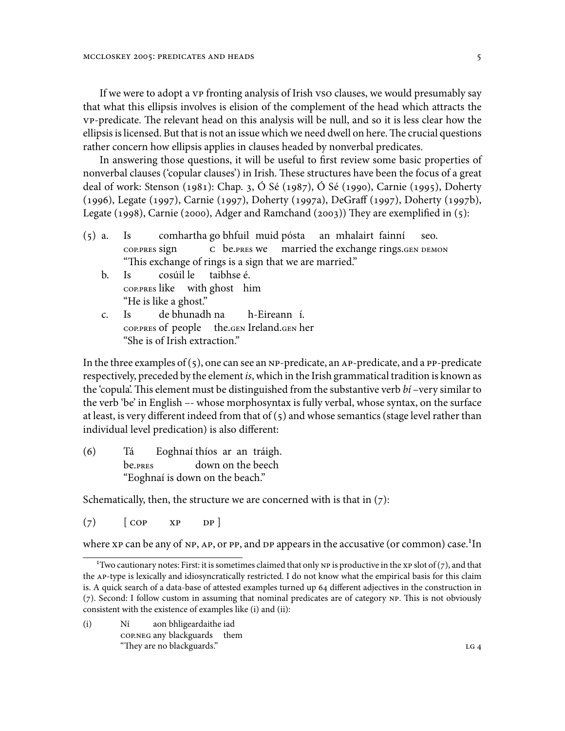If we were to adopt a VP fronting analysis of Irish VSO clauses, we would presumably say that what this ellipsis involves is elision of the complement of the head which attracts the VP-predicate. The relevant head on this analysis will be null, and so it is less clear how the ellipsis is licensed. But that is not an issue which we need dwell on here. The crucial questions rather concern how ellipsis applies in clauses headed by nonverbal predicates.

In answering those questions, it will be useful to first review some basic properties of nonverbal clauses ('copular clauses') in Irish. These structures have been the focus of a great deal of work: Stenson (1981): Chap. 3, Ó Sé (1987), Ó Sé (1990), Carnie (1995), Doherty (1996), Legate (1997), Carnie (1997), Doherty (1997a), DeGraff (1997), Doherty (1997b), Legate (1998), Carnie (2000), Adger and Ramchand (2003)) They are exemplified in (5):

(5) a. Is comhartha go bhfuil muid pósta an mhalairt fainní seo.
   COP.PRES sign C be.PRES we married the exchange rings.GEN DEMON
   "This exchange of rings is a sign that we are married."

   b. Is cosúil le taibhse é.
   COP.PRES like with ghost him
   "He is like a ghost."

   c. Is de bhunadh na h-Eireann í.
   COP.PRES of people the.GEN Ireland.GEN her
   "She is of Irish extraction."

In the three examples of (5), one can see an NP-predicate, an AP-predicate, and a PP-predicate respectively, preceded by the element *is*, which in the Irish grammatical tradition is known as the 'copula'. This element must be distinguished from the substantive verb *bí* –very similar to the verb 'be' in English –- whose morphosyntax is fully verbal, whose syntax, on the surface at least, is very different indeed from that of (5) and whose semantics (stage level rather than individual level predication) is also different:

(6) Tá Eoghnaí thíos ar an tráigh.
   be.PRES down on the beech
   "Eoghnaí is down on the beach."

Schematically, then, the structure we are concerned with is that in (7):

(7) [ COP XP DP ]

where XP can be any of NP, AP, or PP, and DP appears in the accusative (or common) case.[1] In

---

[1] Two cautionary notes: First: it is sometimes claimed that only NP is productive in the XP slot of (7), and that the AP-type is lexically and idiosyncratically restricted. I do not know what the empirical basis for this claim is. A quick search of a data-base of attested examples turned up 64 different adjectives in the construction in (7). Second: I follow custom in assuming that nominal predicates are of category NP. This is not obviously consistent with the existence of examples like (i) and (ii):

(i) Ní aon bhligeardaithe iad
   COP.NEG any blackguards them
   "They are no blackguards." LG 4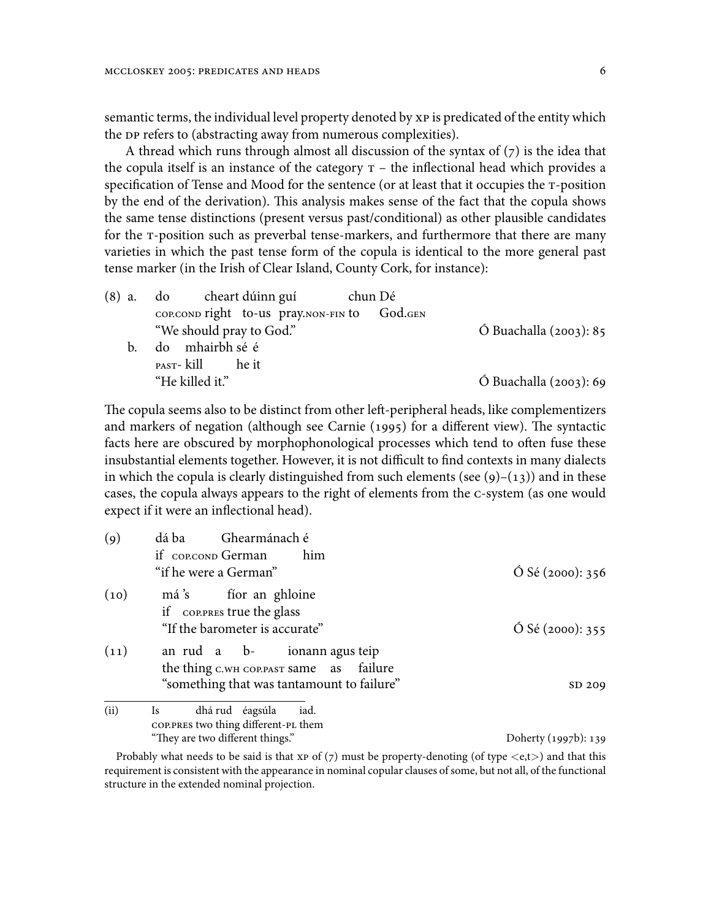semantic terms, the individual level property denoted by XP is predicated of the entity which the DP refers to (abstracting away from numerous complexities).

A thread which runs through almost all discussion of the syntax of (7) is the idea that the copula itself is an instance of the category T – the inflectional head which provides a specification of Tense and Mood for the sentence (or at least that it occupies the T-position by the end of the derivation). This analysis makes sense of the fact that the copula shows the same tense distinctions (present versus past/conditional) as other plausible candidates for the T-position such as preverbal tense-markers, and furthermore that there are many varieties in which the past tense form of the copula is identical to the more general past tense marker (in the Irish of Clear Island, County Cork, for instance):

(8) a. do cheart dúinn guí chun Dé
COP.COND right to-us pray.NON-FIN to God.GEN
"We should pray to God." Ó Buachalla (2003): 85

b. do mhairbh sé é
PAST- kill he it
"He killed it." Ó Buachalla (2003): 69

The copula seems also to be distinct from other left-peripheral heads, like complementizers and markers of negation (although see Carnie (1995) for a different view). The syntactic facts here are obscured by morphophonological processes which tend to often fuse these insubstantial elements together. However, it is not difficult to find contexts in many dialects in which the copula is clearly distinguished from such elements (see (9)–(13)) and in these cases, the copula always appears to the right of elements from the C-system (as one would expect if it were an inflectional head).

(9) dá ba Ghearmánach é
if COP.COND German him
"if he were a German" Ó Sé (2000): 356

(10) má 's fíor an ghloine
if COP.PRES true the glass
"If the barometer is accurate" Ó Sé (2000): 355

(11) an rud a b- ionann agus teip
the thing C.WH COP.PAST same as failure
"something that was tantamount to failure" SD 209

---

(ii) Is dhá rud éagsúla iad.
COP.PRES two thing different-PL them
"They are two different things." Doherty (1997b): 139

Probably what needs to be said is that XP of (7) must be property-denoting (of type <e,t>) and that this requirement is consistent with the appearance in nominal copular clauses of some, but not all, of the functional structure in the extended nominal projection.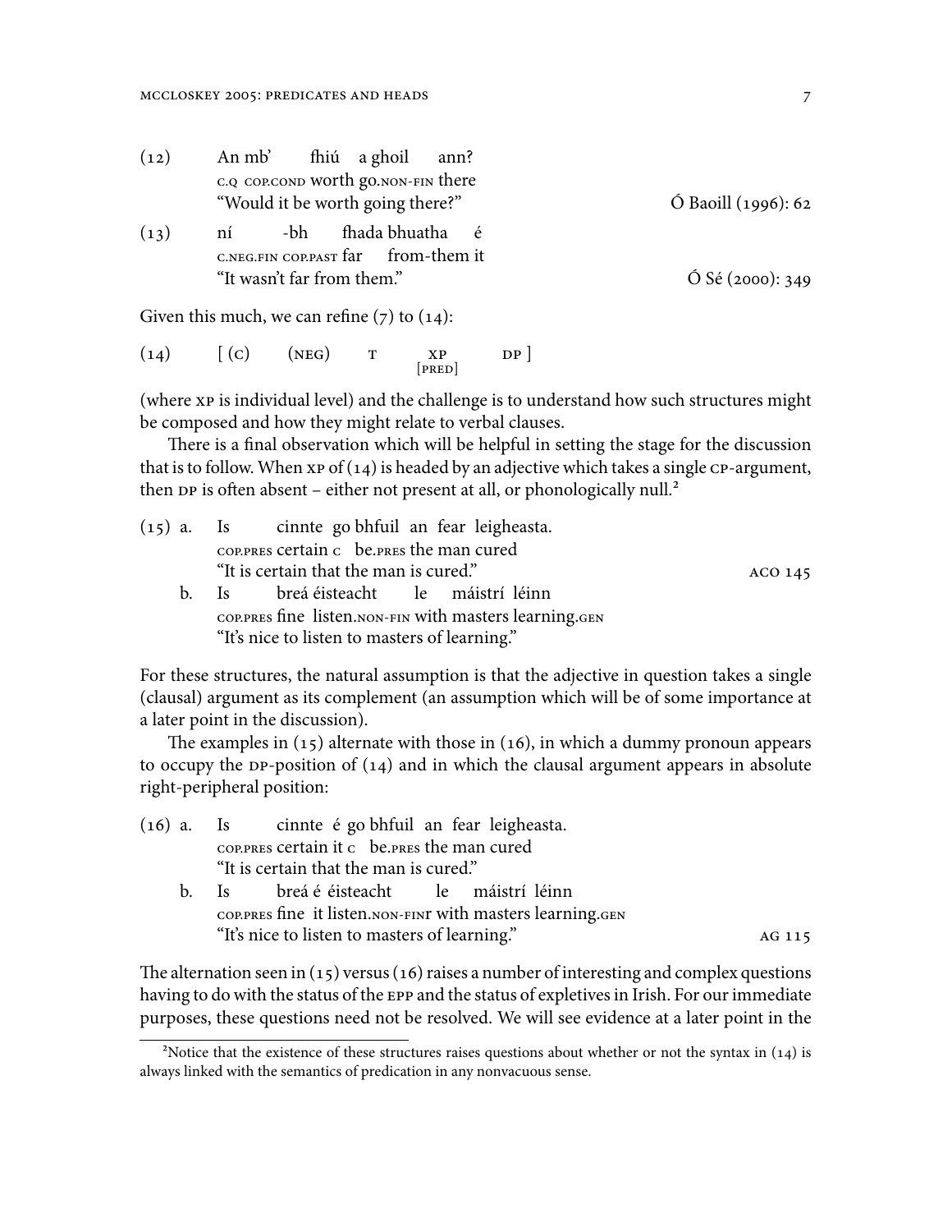(12) An mb' fhiú a ghoil ann?
 C.Q COP.COND worth go.NON-FIN there
 "Would it be worth going there?" Ó Baoill (1996): 62

(13) ní -bh fhada bhuatha é
 C.NEG.FIN COP.PAST far from-them it
 "It wasn't far from them." Ó Sé (2000): 349

Given this much, we can refine (7) to (14):

(14) [ (C) (NEG) T XP DP ]
 [PRED]

(where XP is individual level) and the challenge is to understand how such structures might be composed and how they might relate to verbal clauses.

There is a final observation which will be helpful in setting the stage for the discussion that is to follow. When XP of (14) is headed by an adjective which takes a single CP-argument, then DP is often absent – either not present at all, or phonologically null.[2]

(15) a. Is cinnte go bhfuil an fear leigheasta.
 COP.PRES certain C be.PRES the man cured
 "It is certain that the man is cured." ACO 145

 b. Is breá éisteacht le máistrí léinn
 COP.PRES fine listen.NON-FIN with masters learning.GEN
 "It's nice to listen to masters of learning."

For these structures, the natural assumption is that the adjective in question takes a single (clausal) argument as its complement (an assumption which will be of some importance at a later point in the discussion).

The examples in (15) alternate with those in (16), in which a dummy pronoun appears to occupy the DP-position of (14) and in which the clausal argument appears in absolute right-peripheral position:

(16) a. Is cinnte é go bhfuil an fear leigheasta.
 COP.PRES certain it C be.PRES the man cured
 "It is certain that the man is cured."

 b. Is breá é éisteacht le máistrí léinn
 COP.PRES fine it listen.NON-FINr with masters learning.GEN
 "It's nice to listen to masters of learning." AG 115

The alternation seen in (15) versus (16) raises a number of interesting and complex questions having to do with the status of the EPP and the status of expletives in Irish. For our immediate purposes, these questions need not be resolved. We will see evidence at a later point in the

[2]Notice that the existence of these structures raises questions about whether or not the syntax in (14) is always linked with the semantics of predication in any nonvacuous sense.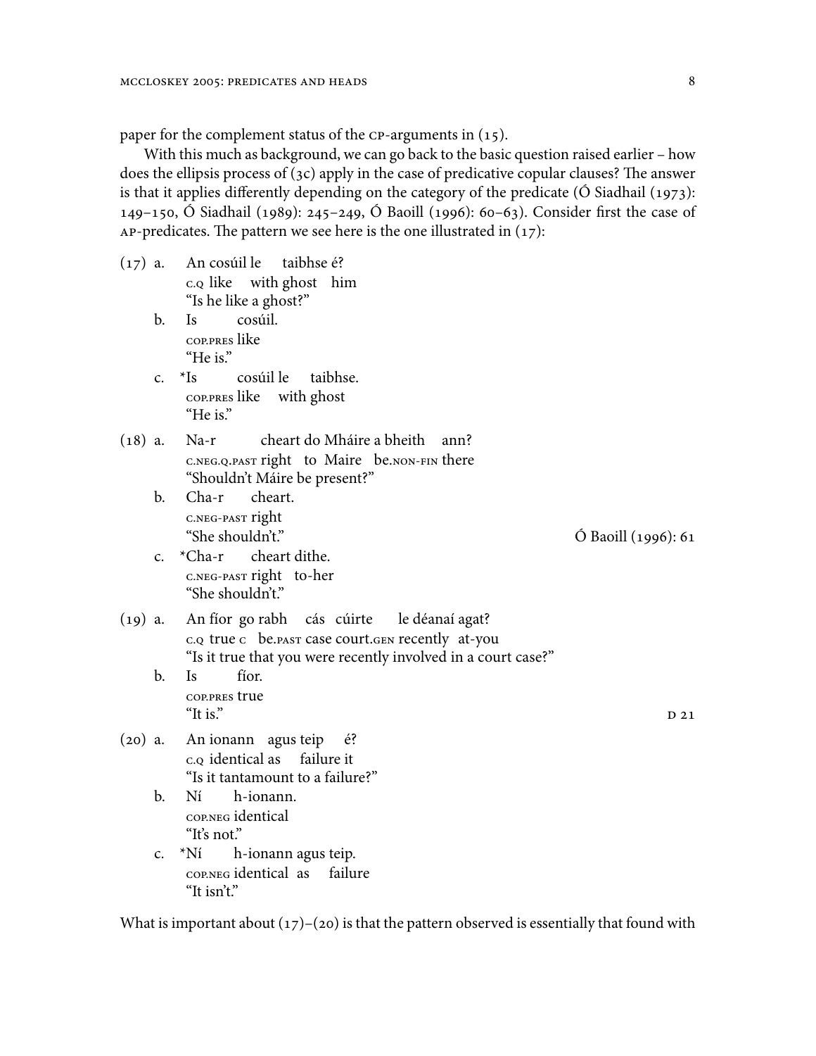paper for the complement status of the CP-arguments in (15).

With this much as background, we can go back to the basic question raised earlier – how does the ellipsis process of (3c) apply in the case of predicative copular clauses? The answer is that it applies differently depending on the category of the predicate (Ó Siadhail (1973): 149–150, Ó Siadhail (1989): 245–249, Ó Baoill (1996): 60–63). Consider first the case of AP-predicates. The pattern we see here is the one illustrated in (17):

(17) a. An cosúil le taibhse é?
   C.Q like with ghost him
   "Is he like a ghost?"

  b. Is cosúil.
   COP.PRES like
   "He is."

  c. *Is cosúil le taibhse.
   COP.PRES like with ghost
   "He is."

(18) a. Na-r cheart do Mháire a bheith ann?
   C.NEG.Q.PAST right to Maire be.NON-FIN there
   "Shouldn't Máire be present?"

  b. Cha-r cheart.
   C.NEG-PAST right
   "She shouldn't." Ó Baoill (1996): 61

  c. *Cha-r cheart dithe.
   C.NEG-PAST right to-her
   "She shouldn't."

(19) a. An fíor go rabh cás cúirte le déanaí agat?
   C.Q true C be.PAST case court.GEN recently at-you
   "Is it true that you were recently involved in a court case?"

  b. Is fíor.
   COP.PRES true
   "It is." D 21

(20) a. An ionann agus teip é?
   C.Q identical as failure it
   "Is it tantamount to a failure?"

  b. Ní h-ionann.
   COP.NEG identical
   "It's not."

  c. *Ní h-ionann agus teip.
   COP.NEG identical as failure
   "It isn't."

What is important about (17)–(20) is that the pattern observed is essentially that found with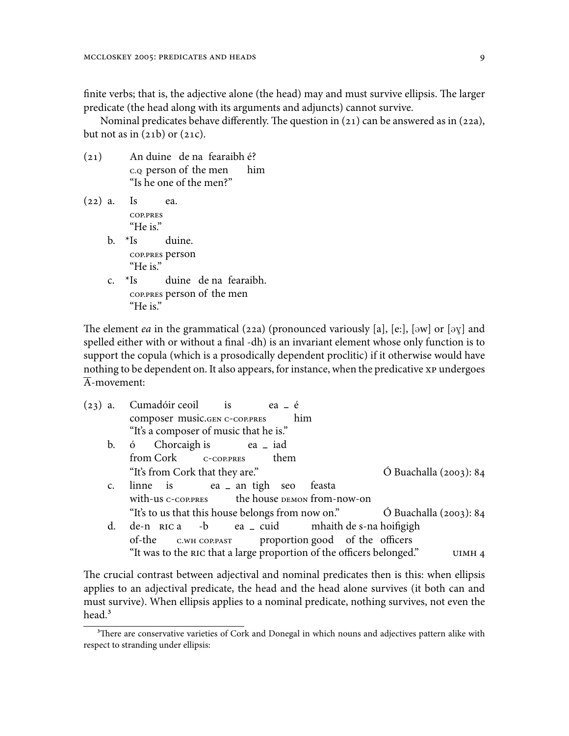finite verbs; that is, the adjective alone (the head) may and must survive ellipsis. The larger predicate (the head along with its arguments and adjuncts) cannot survive.

Nominal predicates behave differently. The question in (21) can be answered as in (22a), but not as in (21b) or (21c).

(21) An duine de na fearaibh é?
  C.Q person of the men him
  "Is he one of the men?"

(22) a. Is ea.
  COP.PRES
  "He is."

 b. *Is duine.
  COP.PRES person
  "He is."

 c. *Is duine de na fearaibh.
  COP.PRES person of the men
  "He is."

The element *ea* in the grammatical (22a) (pronounced variously [a], [eː], [əw] or [əɣ] and spelled either with or without a final -dh) is an invariant element whose only function is to support the copula (which is a prosodically dependent proclitic) if it otherwise would have nothing to be dependent on. It also appears, for instance, when the predicative XP undergoes $\overline{\text{A}}$-movement:

(23) a. Cumadóir ceoil is ea _ é
  composer music.GEN C-COP.PRES him
  "It's a composer of music that he is."

 b. ó Chorcaigh is ea _ iad
  from Cork C-COP.PRES them
  "It's from Cork that they are." Ó Buachalla (2003): 84

 c. linne is ea _ an tigh seo feasta
  with-us C-COP.PRES the house DEMON from-now-on
  "It's to us that this house belongs from now on." Ó Buachalla (2003): 84

 d. de-n RIC a -b ea _ cuid mhaith de s-na hoifigigh
  of-the C.WH COP.PAST proportion good of the officers
  "It was to the RIC that a large proportion of the officers belonged." UIMH 4

The crucial contrast between adjectival and nominal predicates then is this: when ellipsis applies to an adjectival predicate, the head and the head alone survives (it both can and must survive). When ellipsis applies to a nominal predicate, nothing survives, not even the head.[3]

[3] There are conservative varieties of Cork and Donegal in which nouns and adjectives pattern alike with respect to stranding under ellipsis: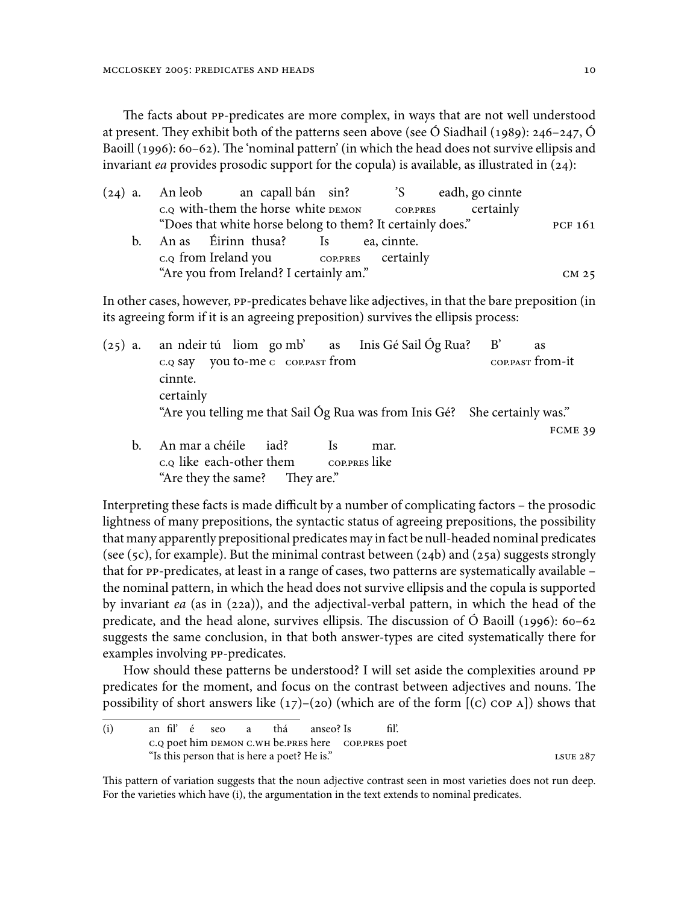The facts about PP-predicates are more complex, in ways that are not well understood at present. They exhibit both of the patterns seen above (see Ó Siadhail (1989): 246–247, Ó Baoill (1996): 60–62). The 'nominal pattern' (in which the head does not survive ellipsis and invariant *ea* provides prosodic support for the copula) is available, as illustrated in (24):

(24) a. An leob an capall bán sin? 'S eadh, go cinnte
C.Q with-them the horse white DEMON COP.PRES certainly
"Does that white horse belong to them? It certainly does." PCF 161

b. An as Éirinn thusa? Is ea, cinnte.
C.Q from Ireland you COP.PRES certainly
"Are you from Ireland? I certainly am." CM 25

In other cases, however, PP-predicates behave like adjectives, in that the bare preposition (in its agreeing form if it is an agreeing preposition) survives the ellipsis process:

(25) a. an ndeir tú liom go mb' as Inis Gé Sail Óg Rua? B' as cinnte.
C.Q say you to-me C COP.PAST from COP.PAST from-it certainly
"Are you telling me that Sail Óg Rua was from Inis Gé? She certainly was." FCME 39

b. An mar a chéile iad? Is mar.
C.Q like each-other them COP.PRES like
"Are they the same? They are."

Interpreting these facts is made difficult by a number of complicating factors – the prosodic lightness of many prepositions, the syntactic status of agreeing prepositions, the possibility that many apparently prepositional predicates may in fact be null-headed nominal predicates (see (5c), for example). But the minimal contrast between (24b) and (25a) suggests strongly that for PP-predicates, at least in a range of cases, two patterns are systematically available – the nominal pattern, in which the head does not survive ellipsis and the copula is supported by invariant *ea* (as in (22a)), and the adjectival-verbal pattern, in which the head of the predicate, and the head alone, survives ellipsis. The discussion of Ó Baoill (1996): 60–62 suggests the same conclusion, in that both answer-types are cited systematically there for examples involving PP-predicates.

How should these patterns be understood? I will set aside the complexities around PP predicates for the moment, and focus on the contrast between adjectives and nouns. The possibility of short answers like (17)–(20) (which are of the form [(C) COP A]) shows that

---

(i) an fil' é seo a thá anseo? Is fil'.
C.Q poet him DEMON C.WH be.PRES here COP.PRES poet
"Is this person that is here a poet? He is." LSUE 287

This pattern of variation suggests that the noun adjective contrast seen in most varieties does not run deep. For the varieties which have (i), the argumentation in the text extends to nominal predicates.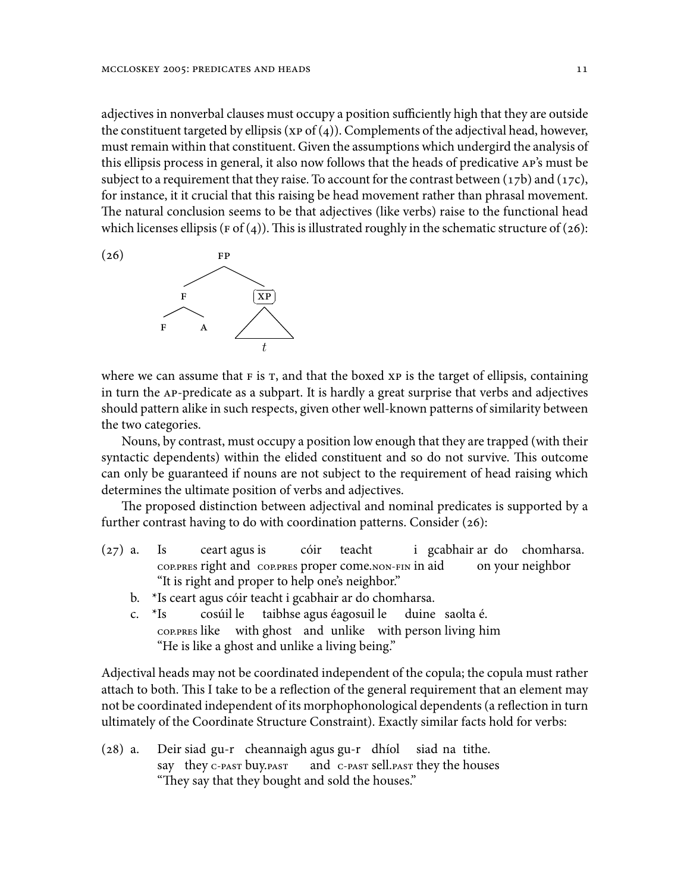adjectives in nonverbal clauses must occupy a position sufficiently high that they are outside the constituent targeted by ellipsis (XP of (4)). Complements of the adjectival head, however, must remain within that constituent. Given the assumptions which undergird the analysis of this ellipsis process in general, it also now follows that the heads of predicative AP's must be subject to a requirement that they raise. To account for the contrast between (17b) and (17c), for instance, it it crucial that this raising be head movement rather than phrasal movement. The natural conclusion seems to be that adjectives (like verbs) raise to the functional head which licenses ellipsis (F of (4)). This is illustrated roughly in the schematic structure of (26):

(26)

```
            FP
          /    \
         F     [XP]
        / \     /\
       F   A   /  \
                t
```

where we can assume that F is T, and that the boxed XP is the target of ellipsis, containing in turn the AP-predicate as a subpart. It is hardly a great surprise that verbs and adjectives should pattern alike in such respects, given other well-known patterns of similarity between the two categories.

Nouns, by contrast, must occupy a position low enough that they are trapped (with their syntactic dependents) within the elided constituent and so do not survive. This outcome can only be guaranteed if nouns are not subject to the requirement of head raising which determines the ultimate position of verbs and adjectives.

The proposed distinction between adjectival and nominal predicates is supported by a further contrast having to do with coordination patterns. Consider (26):

(27) a. Is ceart agus is cóir teacht i gcabhair ar do chomharsa.
COP.PRES right and COP.PRES proper come.NON-FIN in aid on your neighbor
"It is right and proper to help one's neighbor."

b. *Is ceart agus cóir teacht i gcabhair ar do chomharsa.

c. *Is cosúil le taibhse agus éagosuil le duine saolta é.
COP.PRES like with ghost and unlike with person living him
"He is like a ghost and unlike a living being."

Adjectival heads may not be coordinated independent of the copula; the copula must rather attach to both. This I take to be a reflection of the general requirement that an element may not be coordinated independent of its morphophonological dependents (a reflection in turn ultimately of the Coordinate Structure Constraint). Exactly similar facts hold for verbs:

(28) a. Deir siad gu-r cheannaigh agus gu-r dhíol siad na tithe.
say they C-PAST buy.PAST and C-PAST sell.PAST they the houses
"They say that they bought and sold the houses."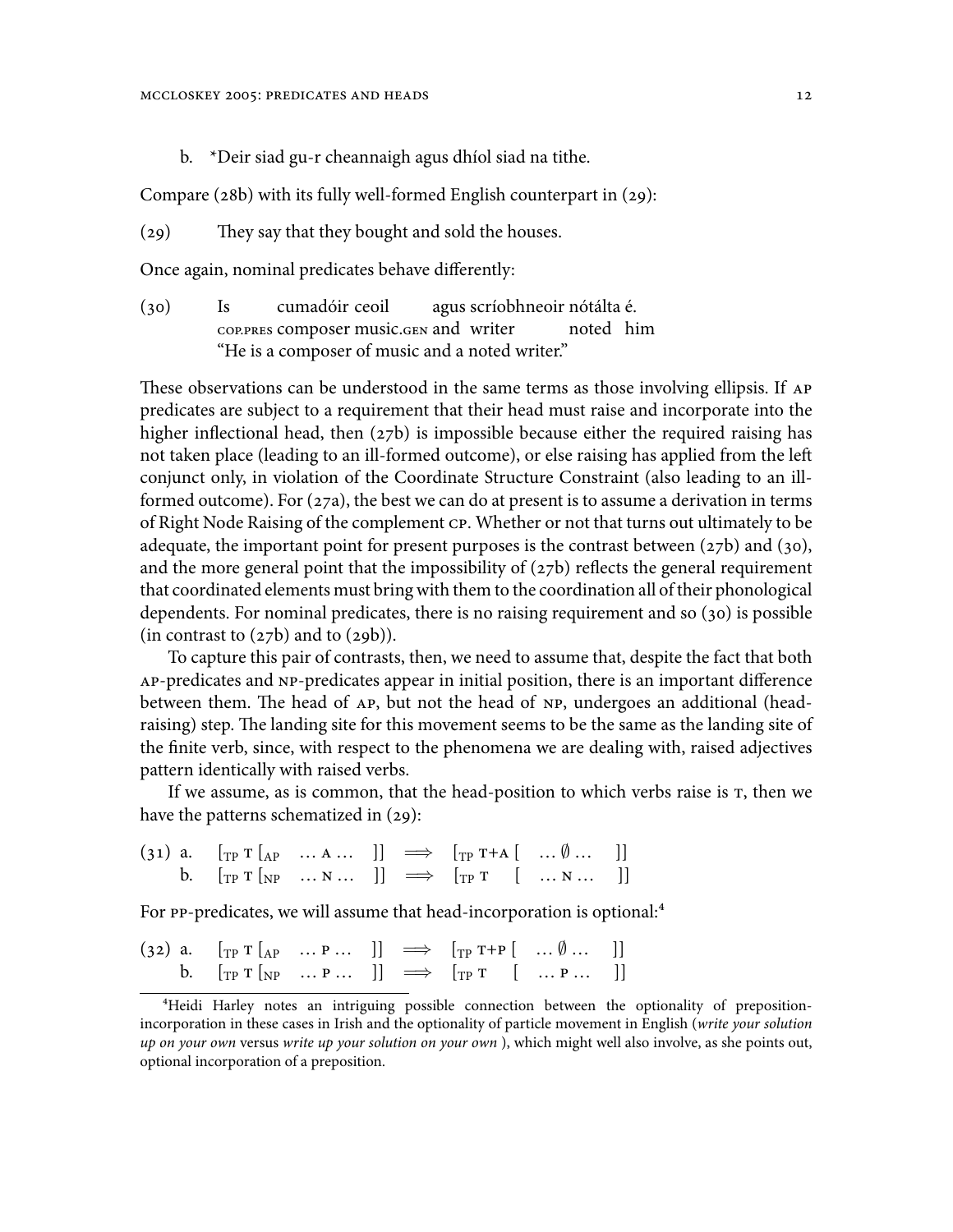b. *Deir siad gu-r cheannaigh agus dhíol siad na tithe.

Compare (28b) with its fully well-formed English counterpart in (29):

(29) They say that they bought and sold the houses.

Once again, nominal predicates behave differently:

(30) Is cumadóir ceoil agus scríobhneoir nótálta é.
cop.pres composer music.gen and writer noted him
"He is a composer of music and a noted writer."

These observations can be understood in the same terms as those involving ellipsis. If ap predicates are subject to a requirement that their head must raise and incorporate into the higher inflectional head, then (27b) is impossible because either the required raising has not taken place (leading to an ill-formed outcome), or else raising has applied from the left conjunct only, in violation of the Coordinate Structure Constraint (also leading to an ill-formed outcome). For (27a), the best we can do at present is to assume a derivation in terms of Right Node Raising of the complement cp. Whether or not that turns out ultimately to be adequate, the important point for present purposes is the contrast between (27b) and (30), and the more general point that the impossibility of (27b) reflects the general requirement that coordinated elements must bring with them to the coordination all of their phonological dependents. For nominal predicates, there is no raising requirement and so (30) is possible (in contrast to (27b) and to (29b)).

To capture this pair of contrasts, then, we need to assume that, despite the fact that both ap-predicates and np-predicates appear in initial position, there is an important difference between them. The head of ap, but not the head of np, undergoes an additional (head-raising) step. The landing site for this movement seems to be the same as the landing site of the finite verb, since, with respect to the phenomena we are dealing with, raised adjectives pattern identically with raised verbs.

If we assume, as is common, that the head-position to which verbs raise is t, then we have the patterns schematized in (29):

(31) a. $[_{TP}\ T\ [_{AP}\ \ldots A \ldots\ ]] \implies [_{TP}\ T{+}A\ [\ \ldots \emptyset \ldots\ ]]$
b. $[_{TP}\ T\ [_{NP}\ \ldots N \ldots\ ]] \implies [_{TP}\ T\ \ [\ \ldots N \ldots\ ]]$

For pp-predicates, we will assume that head-incorporation is optional:[4]

(32) a. $[_{TP}\ T\ [_{AP}\ \ldots P \ldots\ ]] \implies [_{TP}\ T{+}P\ [\ \ldots \emptyset \ldots\ ]]$
b. $[_{TP}\ T\ [_{NP}\ \ldots P \ldots\ ]] \implies [_{TP}\ T\ \ [\ \ldots P \ldots\ ]]$

[4]Heidi Harley notes an intriguing possible connection between the optionality of preposition-incorporation in these cases in Irish and the optionality of particle movement in English (*write your solution up on your own* versus *write up your solution on your own* ), which might well also involve, as she points out, optional incorporation of a preposition.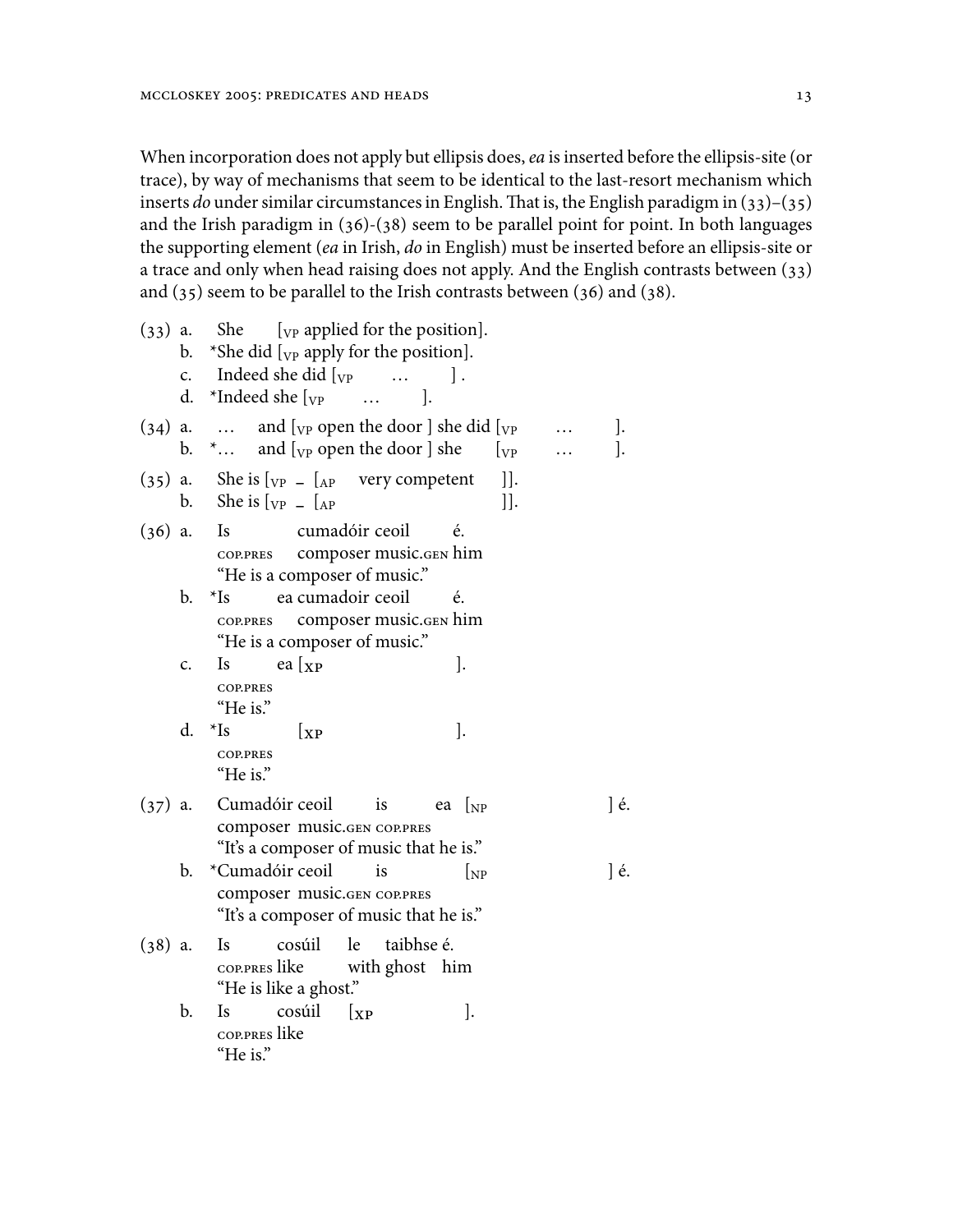When incorporation does not apply but ellipsis does, *ea* is inserted before the ellipsis-site (or trace), by way of mechanisms that seem to be identical to the last-resort mechanism which inserts *do* under similar circumstances in English. That is, the English paradigm in (33)–(35) and the Irish paradigm in (36)-(38) seem to be parallel point for point. In both languages the supporting element (*ea* in Irish, *do* in English) must be inserted before an ellipsis-site or a trace and only when head raising does not apply. And the English contrasts between (33) and (35) seem to be parallel to the Irish contrasts between (36) and (38).

(33) a. She [$_{VP}$ applied for the position].
  b. *She did [$_{VP}$ apply for the position].
  c. Indeed she did [$_{VP}$ … ] .
  d. *Indeed she [$_{VP}$ … ].

(34) a. … and [$_{VP}$ open the door ] she did [$_{VP}$ … ].
  b. *… and [$_{VP}$ open the door ] she [$_{VP}$ … ].

(35) a. She is [$_{VP}$ _ [$_{AP}$ very competent ]].
  b. She is [$_{VP}$ _ [$_{AP}$ ]].

(36) a. Is cumadóir ceoil é.
  COP.PRES composer music.GEN him
  "He is a composer of music."
  b. *Is ea cumadoir ceoil é.
  COP.PRES composer music.GEN him
  "He is a composer of music."
  c. Is ea [$_{XP}$ ].
  COP.PRES
  "He is."
  d. *Is [$_{XP}$ ].
  COP.PRES
  "He is."

(37) a. Cumadóir ceoil is ea [$_{NP}$ ] é.
  composer music.GEN COP.PRES
  "It's a composer of music that he is."
  b. *Cumadóir ceoil is [$_{NP}$ ] é.
  composer music.GEN COP.PRES
  "It's a composer of music that he is."

(38) a. Is cosúil le taibhse é.
  COP.PRES like with ghost him
  "He is like a ghost."
  b. Is cosúil [$_{XP}$ ].
  COP.PRES like
  "He is."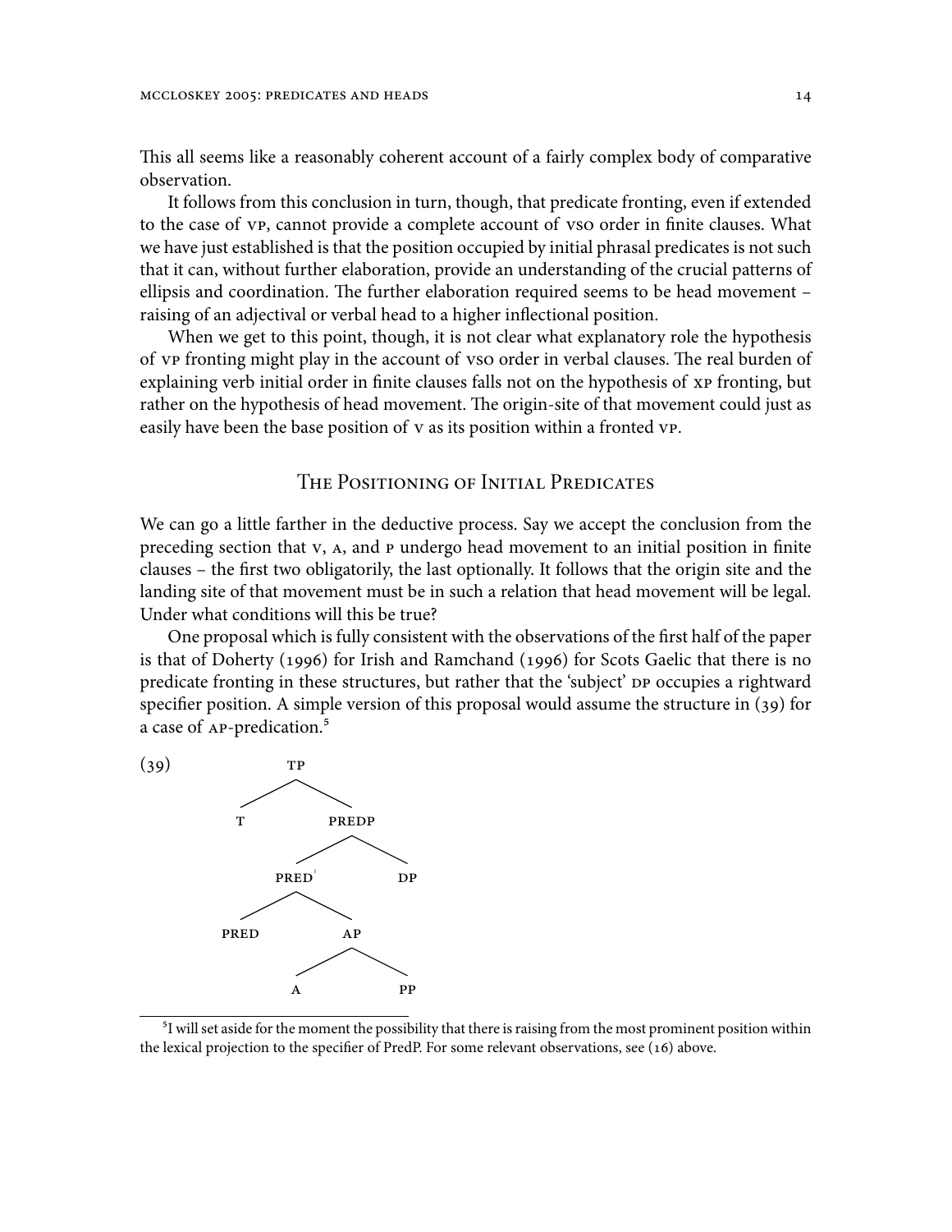This all seems like a reasonably coherent account of a fairly complex body of comparative observation.

It follows from this conclusion in turn, though, that predicate fronting, even if extended to the case of VP, cannot provide a complete account of VSO order in finite clauses. What we have just established is that the position occupied by initial phrasal predicates is not such that it can, without further elaboration, provide an understanding of the crucial patterns of ellipsis and coordination. The further elaboration required seems to be head movement – raising of an adjectival or verbal head to a higher inflectional position.

When we get to this point, though, it is not clear what explanatory role the hypothesis of VP fronting might play in the account of VSO order in verbal clauses. The real burden of explaining verb initial order in finite clauses falls not on the hypothesis of XP fronting, but rather on the hypothesis of head movement. The origin-site of that movement could just as easily have been the base position of V as its position within a fronted VP.

## The Positioning of Initial Predicates

We can go a little farther in the deductive process. Say we accept the conclusion from the preceding section that V, A, and P undergo head movement to an initial position in finite clauses – the first two obligatorily, the last optionally. It follows that the origin site and the landing site of that movement must be in such a relation that head movement will be legal. Under what conditions will this be true?

One proposal which is fully consistent with the observations of the first half of the paper is that of Doherty (1996) for Irish and Ramchand (1996) for Scots Gaelic that there is no predicate fronting in these structures, but rather that the 'subject' DP occupies a rightward specifier position. A simple version of this proposal would assume the structure in (39) for a case of AP-predication.[5]

(39)

```
            TP
           /  \
          T    PREDP
               /    \
           PRED'     DP
           /   \
        PRED    AP
               /  \
              A    PP
```

[5] I will set aside for the moment the possibility that there is raising from the most prominent position within the lexical projection to the specifier of PredP. For some relevant observations, see (16) above.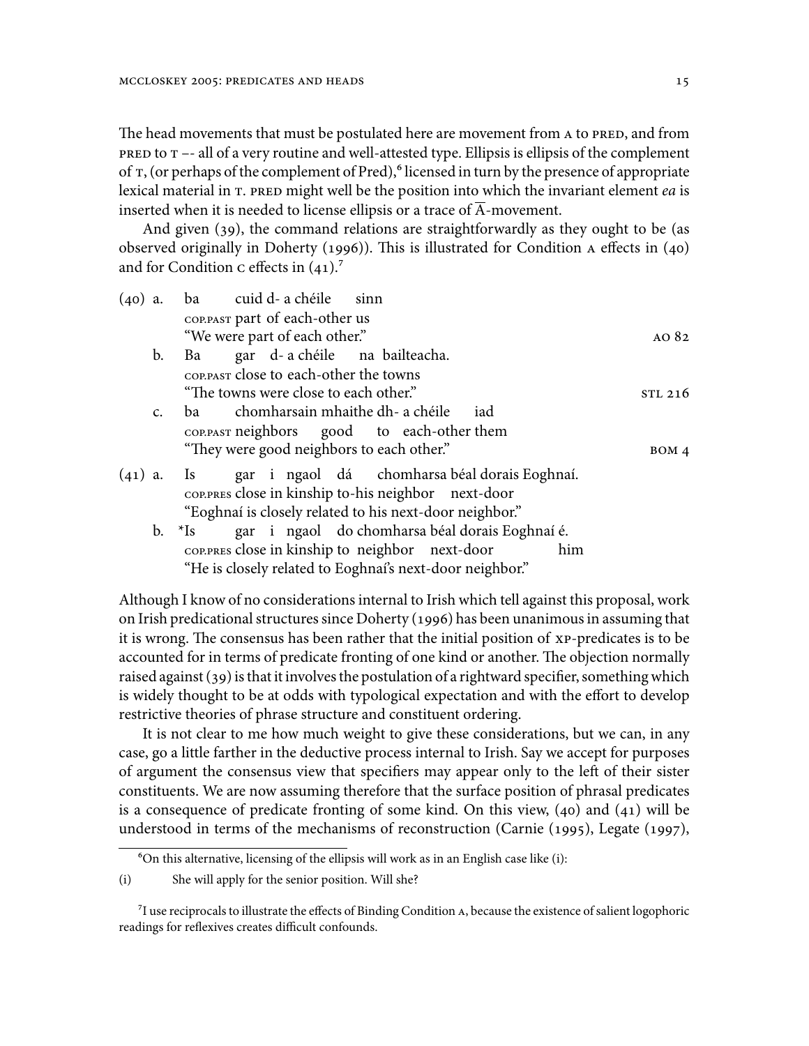The head movements that must be postulated here are movement from A to PRED, and from PRED to T –- all of a very routine and well-attested type. Ellipsis is ellipsis of the complement of T, (or perhaps of the complement of Pred),[6] licensed in turn by the presence of appropriate lexical material in T. PRED might well be the position into which the invariant element *ea* is inserted when it is needed to license ellipsis or a trace of $\overline{\text{A}}$-movement.

And given (39), the command relations are straightforwardly as they ought to be (as observed originally in Doherty (1996)). This is illustrated for Condition A effects in (40) and for Condition C effects in (41).[7]

(40) a. ba cuid d- a chéile sinn
COP.PAST part of each-other us
"We were part of each other." AO 82

b. Ba gar d- a chéile na bailteacha.
COP.PAST close to each-other the towns
"The towns were close to each other." STL 216

c. ba chomharsain mhaithe dh- a chéile iad
COP.PAST neighbors good to each-other them
"They were good neighbors to each other." BOM 4

(41) a. Is gar i ngaol dá chomharsa béal dorais Eoghnaí.
COP.PRES close in kinship to-his neighbor next-door
"Eoghnaí is closely related to his next-door neighbor."

b. *Is gar i ngaol do chomharsa béal dorais Eoghnaí é.
COP.PRES close in kinship to neighbor next-door him
"He is closely related to Eoghnaí's next-door neighbor."

Although I know of no considerations internal to Irish which tell against this proposal, work on Irish predicational structures since Doherty (1996) has been unanimous in assuming that it is wrong. The consensus has been rather that the initial position of XP-predicates is to be accounted for in terms of predicate fronting of one kind or another. The objection normally raised against (39) is that it involves the postulation of a rightward specifier, something which is widely thought to be at odds with typological expectation and with the effort to develop restrictive theories of phrase structure and constituent ordering.

It is not clear to me how much weight to give these considerations, but we can, in any case, go a little farther in the deductive process internal to Irish. Say we accept for purposes of argument the consensus view that specifiers may appear only to the left of their sister constituents. We are now assuming therefore that the surface position of phrasal predicates is a consequence of predicate fronting of some kind. On this view, (40) and (41) will be understood in terms of the mechanisms of reconstruction (Carnie (1995), Legate (1997),

[6] On this alternative, licensing of the ellipsis will work as in an English case like (i):

(i) She will apply for the senior position. Will she?

[7] I use reciprocals to illustrate the effects of Binding Condition A, because the existence of salient logophoric readings for reflexives creates difficult confounds.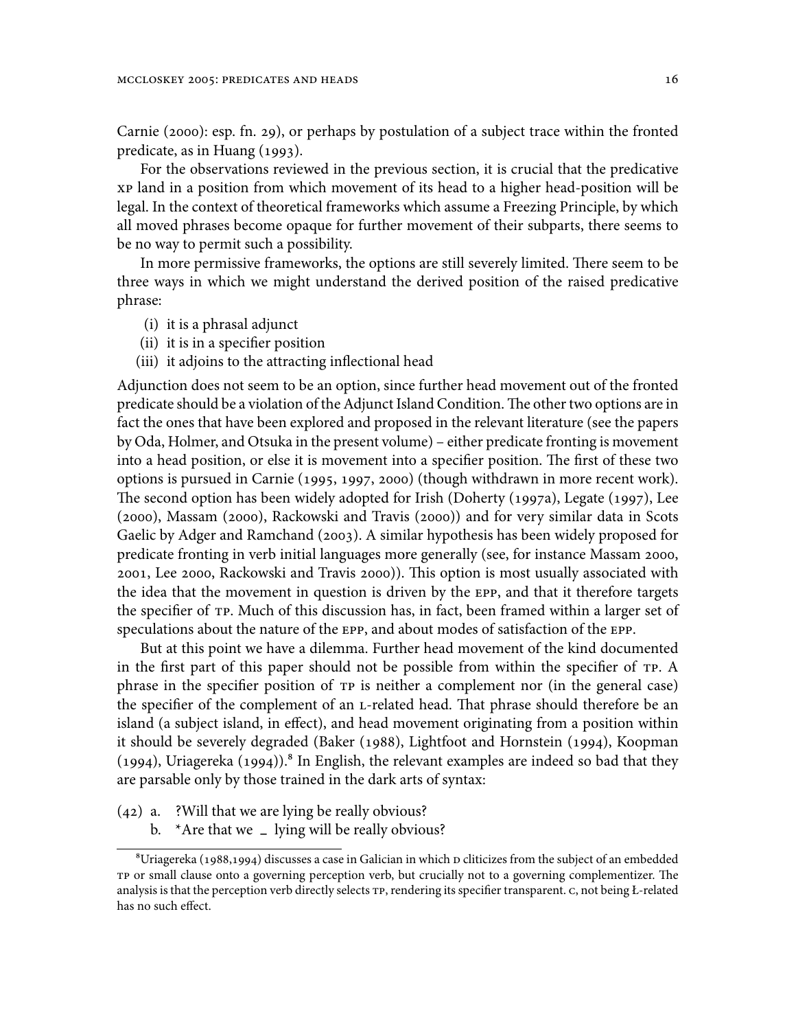Carnie (2000): esp. fn. 29), or perhaps by postulation of a subject trace within the fronted predicate, as in Huang (1993).

For the observations reviewed in the previous section, it is crucial that the predicative XP land in a position from which movement of its head to a higher head-position will be legal. In the context of theoretical frameworks which assume a Freezing Principle, by which all moved phrases become opaque for further movement of their subparts, there seems to be no way to permit such a possibility.

In more permissive frameworks, the options are still severely limited. There seem to be three ways in which we might understand the derived position of the raised predicative phrase:

(i) it is a phrasal adjunct
(ii) it is in a specifier position
(iii) it adjoins to the attracting inflectional head

Adjunction does not seem to be an option, since further head movement out of the fronted predicate should be a violation of the Adjunct Island Condition. The other two options are in fact the ones that have been explored and proposed in the relevant literature (see the papers by Oda, Holmer, and Otsuka in the present volume) – either predicate fronting is movement into a head position, or else it is movement into a specifier position. The first of these two options is pursued in Carnie (1995, 1997, 2000) (though withdrawn in more recent work). The second option has been widely adopted for Irish (Doherty (1997a), Legate (1997), Lee (2000), Massam (2000), Rackowski and Travis (2000)) and for very similar data in Scots Gaelic by Adger and Ramchand (2003). A similar hypothesis has been widely proposed for predicate fronting in verb initial languages more generally (see, for instance Massam 2000, 2001, Lee 2000, Rackowski and Travis 2000)). This option is most usually associated with the idea that the movement in question is driven by the EPP, and that it therefore targets the specifier of TP. Much of this discussion has, in fact, been framed within a larger set of speculations about the nature of the EPP, and about modes of satisfaction of the EPP.

But at this point we have a dilemma. Further head movement of the kind documented in the first part of this paper should not be possible from within the specifier of TP. A phrase in the specifier position of TP is neither a complement nor (in the general case) the specifier of the complement of an L-related head. That phrase should therefore be an island (a subject island, in effect), and head movement originating from a position within it should be severely degraded (Baker (1988), Lightfoot and Hornstein (1994), Koopman (1994), Uriagereka (1994)).[8] In English, the relevant examples are indeed so bad that they are parsable only by those trained in the dark arts of syntax:

(42) a. ?Will that we are lying be really obvious?
b. *Are that we _ lying will be really obvious?

[8] Uriagereka (1988,1994) discusses a case in Galician in which D cliticizes from the subject of an embedded TP or small clause onto a governing perception verb, but crucially not to a governing complementizer. The analysis is that the perception verb directly selects TP, rendering its specifier transparent. C, not being Ł-related has no such effect.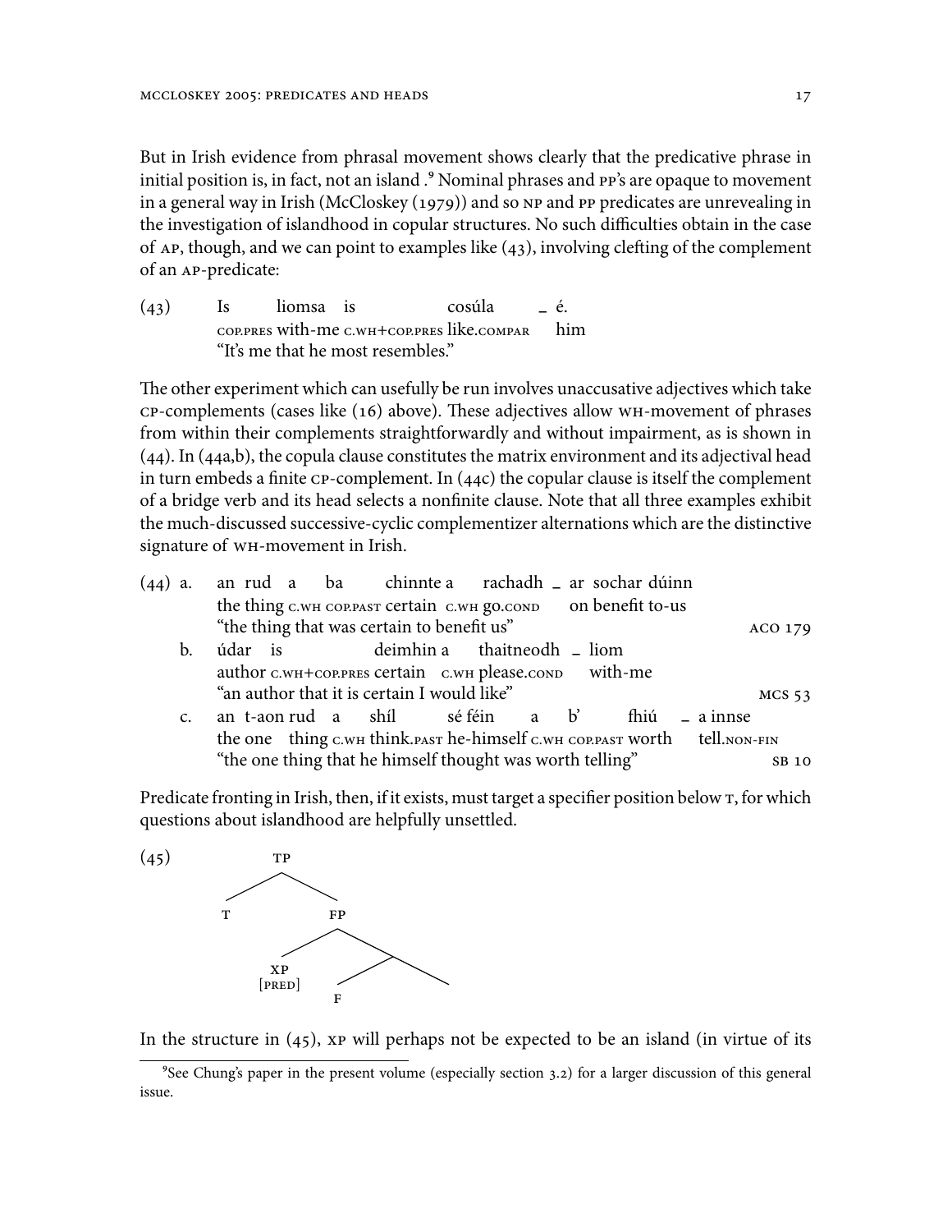But in Irish evidence from phrasal movement shows clearly that the predicative phrase in initial position is, in fact, not an island .[9] Nominal phrases and PP's are opaque to movement in a general way in Irish (McCloskey (1979)) and so NP and PP predicates are unrevealing in the investigation of islandhood in copular structures. No such difficulties obtain in the case of AP, though, and we can point to examples like (43), involving clefting of the complement of an AP-predicate:

(43) Is liomsa is cosúla _ é.
COP.PRES with-me C.WH+COP.PRES like.COMPAR him
"It's me that he most resembles."

The other experiment which can usefully be run involves unaccusative adjectives which take CP-complements (cases like (16) above). These adjectives allow WH-movement of phrases from within their complements straightforwardly and without impairment, as is shown in (44). In (44a,b), the copula clause constitutes the matrix environment and its adjectival head in turn embeds a finite CP-complement. In (44c) the copular clause is itself the complement of a bridge verb and its head selects a nonfinite clause. Note that all three examples exhibit the much-discussed successive-cyclic complementizer alternations which are the distinctive signature of WH-movement in Irish.

(44) a. an rud a ba chinnte a rachadh _ ar sochar dúinn
the thing C.WH COP.PAST certain C.WH go.COND on benefit to-us
"the thing that was certain to benefit us" ACO 179

b. údar is deimhin a thaitneodh _ liom
author C.WH+COP.PRES certain C.WH please.COND with-me
"an author that it is certain I would like" MCS 53

c. an t-aon rud a shíl sé féin a b' fhiú _ a innse
the one thing C.WH think.PAST he-himself C.WH COP.PAST worth tell.NON-FIN
"the one thing that he himself thought was worth telling" SB 10

Predicate fronting in Irish, then, if it exists, must target a specifier position below T, for which questions about islandhood are helpfully unsettled.

(45) [TP T [FP XP[PRED] [F ... ]]]

In the structure in (45), XP will perhaps not be expected to be an island (in virtue of its

[9] See Chung's paper in the present volume (especially section 3.2) for a larger discussion of this general issue.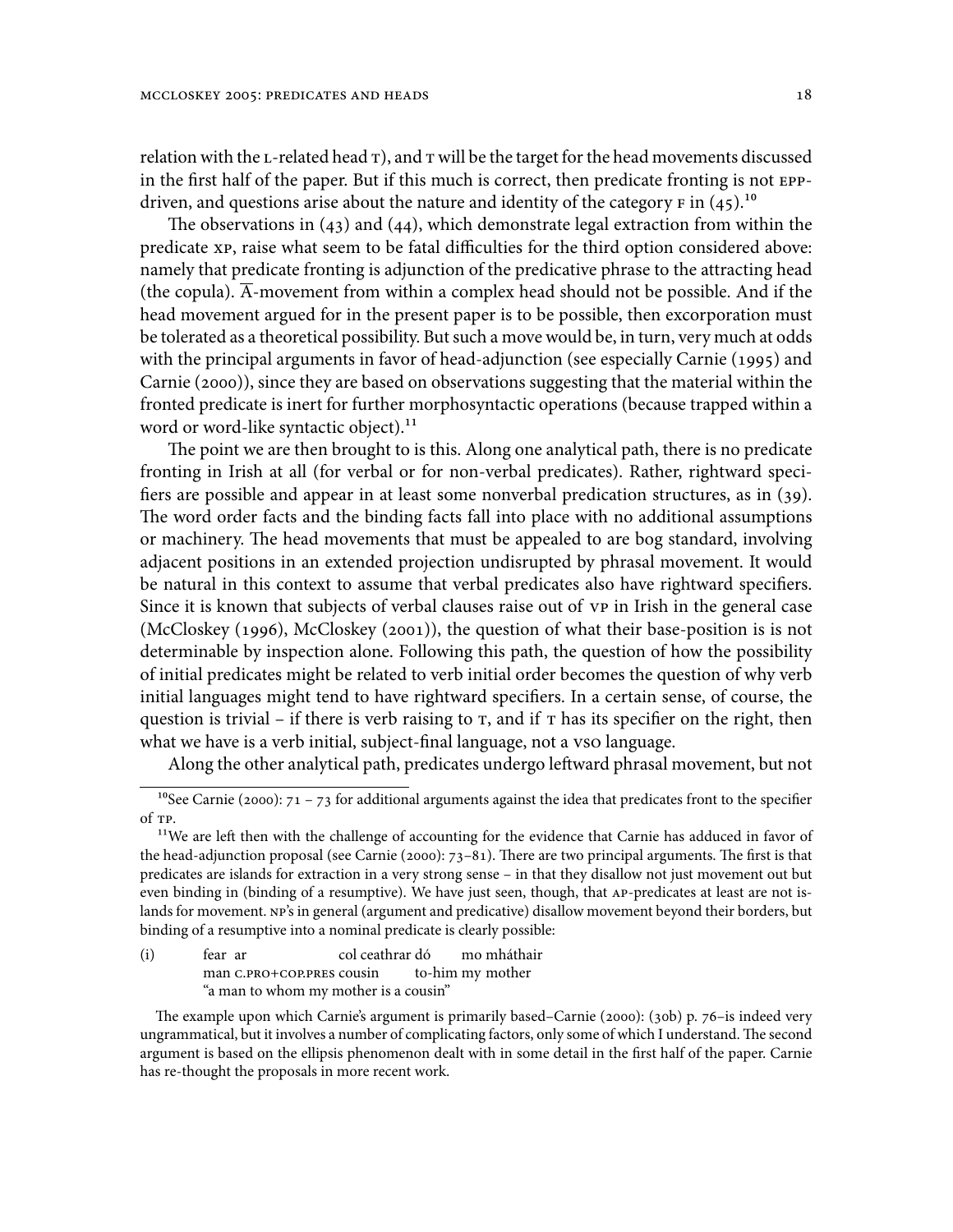relation with the L-related head T), and T will be the target for the head movements discussed in the first half of the paper. But if this much is correct, then predicate fronting is not EPP-driven, and questions arise about the nature and identity of the category F in (45).[10]

The observations in (43) and (44), which demonstrate legal extraction from within the predicate XP, raise what seem to be fatal difficulties for the third option considered above: namely that predicate fronting is adjunction of the predicative phrase to the attracting head (the copula). $\overline{\text{A}}$-movement from within a complex head should not be possible. And if the head movement argued for in the present paper is to be possible, then excorporation must be tolerated as a theoretical possibility. But such a move would be, in turn, very much at odds with the principal arguments in favor of head-adjunction (see especially Carnie (1995) and Carnie (2000)), since they are based on observations suggesting that the material within the fronted predicate is inert for further morphosyntactic operations (because trapped within a word or word-like syntactic object).[11]

The point we are then brought to is this. Along one analytical path, there is no predicate fronting in Irish at all (for verbal or for non-verbal predicates). Rather, rightward specifiers are possible and appear in at least some nonverbal predication structures, as in (39). The word order facts and the binding facts fall into place with no additional assumptions or machinery. The head movements that must be appealed to are bog standard, involving adjacent positions in an extended projection undisrupted by phrasal movement. It would be natural in this context to assume that verbal predicates also have rightward specifiers. Since it is known that subjects of verbal clauses raise out of VP in Irish in the general case (McCloskey (1996), McCloskey (2001)), the question of what their base-position is is not determinable by inspection alone. Following this path, the question of how the possibility of initial predicates might be related to verb initial order becomes the question of why verb initial languages might tend to have rightward specifiers. In a certain sense, of course, the question is trivial – if there is verb raising to T, and if T has its specifier on the right, then what we have is a verb initial, subject-final language, not a VSO language.

Along the other analytical path, predicates undergo leftward phrasal movement, but not

---

[10] See Carnie (2000): 71 – 73 for additional arguments against the idea that predicates front to the specifier of TP.

[11] We are left then with the challenge of accounting for the evidence that Carnie has adduced in favor of the head-adjunction proposal (see Carnie (2000): 73–81). There are two principal arguments. The first is that predicates are islands for extraction in a very strong sense – in that they disallow not just movement out but even binding in (binding of a resumptive). We have just seen, though, that AP-predicates at least are not islands for movement. NP's in general (argument and predicative) disallow movement beyond their borders, but binding of a resumptive into a nominal predicate is clearly possible:

(i) fear ar col ceathrar dó mo mháthair
man C.PRO+COP.PRES cousin to-him my mother
"a man to whom my mother is a cousin"

The example upon which Carnie's argument is primarily based–Carnie (2000): (30b) p. 76–is indeed very ungrammatical, but it involves a number of complicating factors, only some of which I understand. The second argument is based on the ellipsis phenomenon dealt with in some detail in the first half of the paper. Carnie has re-thought the proposals in more recent work.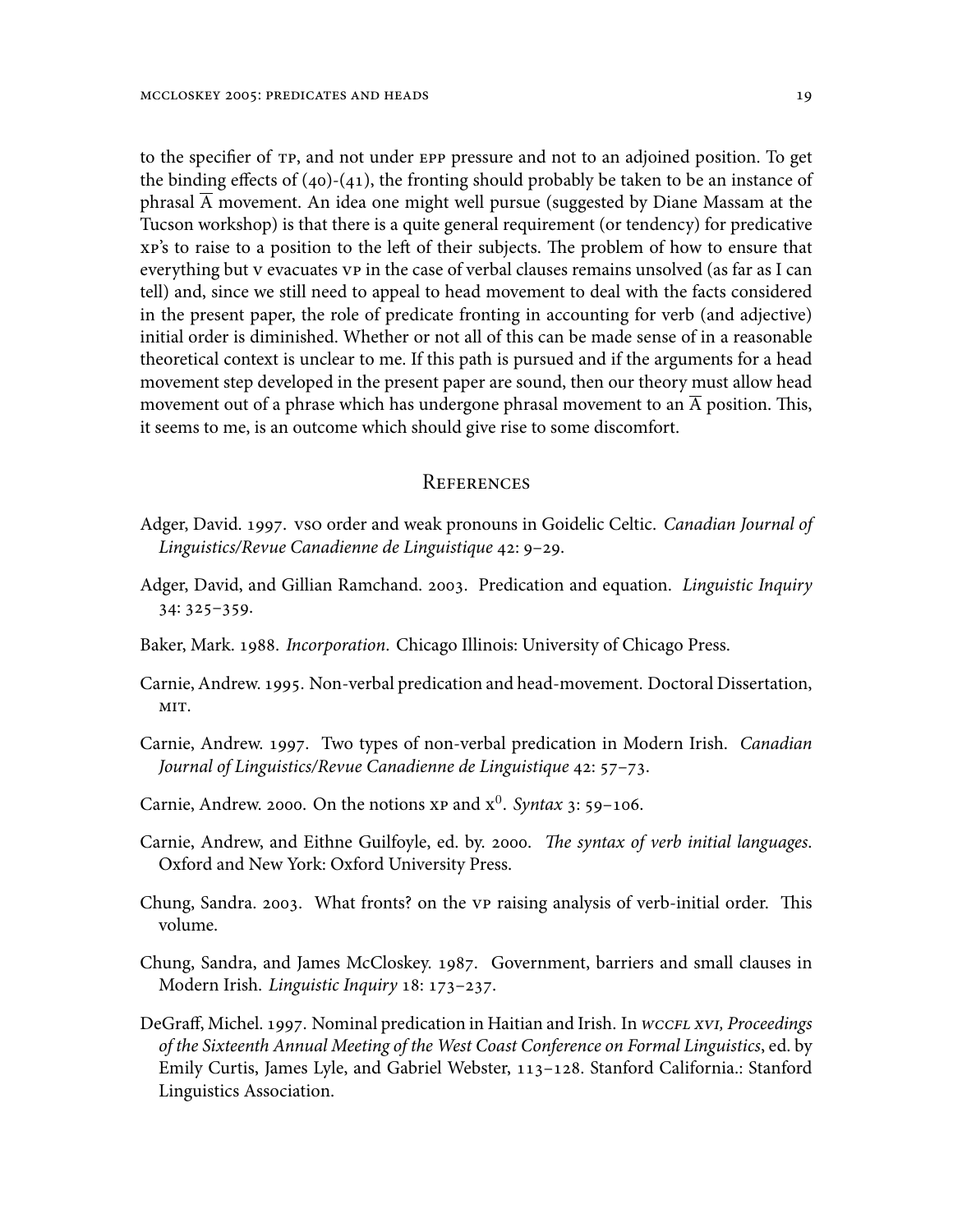to the specifier of TP, and not under EPP pressure and not to an adjoined position. To get the binding effects of (40)-(41), the fronting should probably be taken to be an instance of phrasal $\overline{\text{A}}$ movement. An idea one might well pursue (suggested by Diane Massam at the Tucson workshop) is that there is a quite general requirement (or tendency) for predicative XP's to raise to a position to the left of their subjects. The problem of how to ensure that everything but V evacuates VP in the case of verbal clauses remains unsolved (as far as I can tell) and, since we still need to appeal to head movement to deal with the facts considered in the present paper, the role of predicate fronting in accounting for verb (and adjective) initial order is diminished. Whether or not all of this can be made sense of in a reasonable theoretical context is unclear to me. If this path is pursued and if the arguments for a head movement step developed in the present paper are sound, then our theory must allow head movement out of a phrase which has undergone phrasal movement to an $\overline{\text{A}}$ position. This, it seems to me, is an outcome which should give rise to some discomfort.

## References

Adger, David. 1997. VSO order and weak pronouns in Goidelic Celtic. *Canadian Journal of Linguistics/Revue Canadienne de Linguistique* 42: 9–29.

Adger, David, and Gillian Ramchand. 2003. Predication and equation. *Linguistic Inquiry* 34: 325–359.

Baker, Mark. 1988. *Incorporation*. Chicago Illinois: University of Chicago Press.

Carnie, Andrew. 1995. Non-verbal predication and head-movement. Doctoral Dissertation, MIT.

Carnie, Andrew. 1997. Two types of non-verbal predication in Modern Irish. *Canadian Journal of Linguistics/Revue Canadienne de Linguistique* 42: 57–73.

Carnie, Andrew. 2000. On the notions XP and $\text{X}^0$. *Syntax* 3: 59–106.

Carnie, Andrew, and Eithne Guilfoyle, ed. by. 2000. *The syntax of verb initial languages*. Oxford and New York: Oxford University Press.

Chung, Sandra. 2003. What fronts? on the VP raising analysis of verb-initial order. This volume.

Chung, Sandra, and James McCloskey. 1987. Government, barriers and small clauses in Modern Irish. *Linguistic Inquiry* 18: 173–237.

DeGraff, Michel. 1997. Nominal predication in Haitian and Irish. In *WCCFL XVI, Proceedings of the Sixteenth Annual Meeting of the West Coast Conference on Formal Linguistics*, ed. by Emily Curtis, James Lyle, and Gabriel Webster, 113–128. Stanford California.: Stanford Linguistics Association.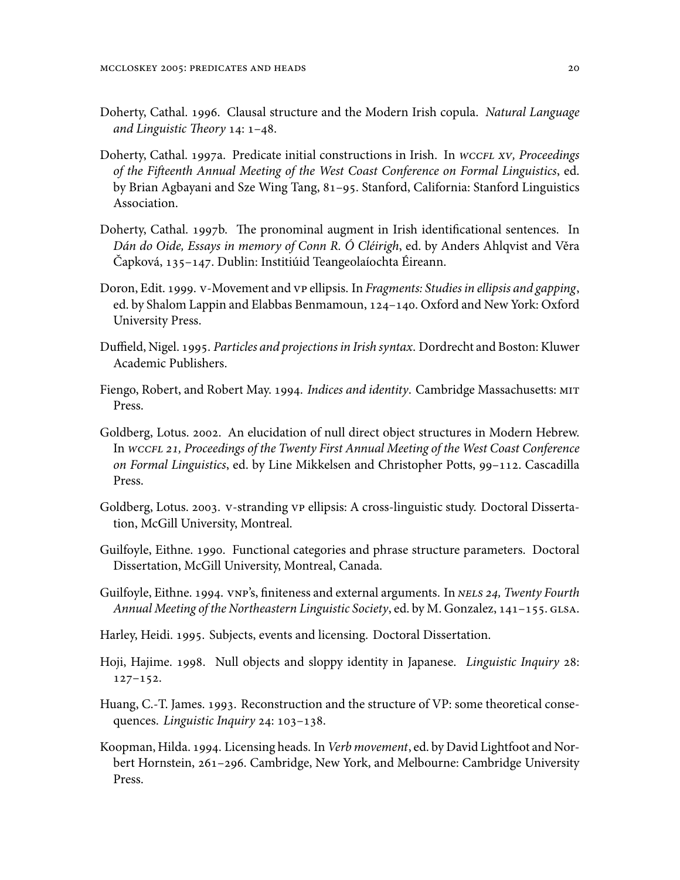Doherty, Cathal. 1996. Clausal structure and the Modern Irish copula. *Natural Language and Linguistic Theory* 14: 1–48.

Doherty, Cathal. 1997a. Predicate initial constructions in Irish. In *WCCFL XV, Proceedings of the Fifteenth Annual Meeting of the West Coast Conference on Formal Linguistics*, ed. by Brian Agbayani and Sze Wing Tang, 81–95. Stanford, California: Stanford Linguistics Association.

Doherty, Cathal. 1997b. The pronominal augment in Irish identificational sentences. In *Dán do Oide, Essays in memory of Conn R. Ó Cléirigh*, ed. by Anders Ahlqvist and Věra Čapková, 135–147. Dublin: Institiúid Teangeolaíochta Éireann.

Doron, Edit. 1999. V-Movement and VP ellipsis. In *Fragments: Studies in ellipsis and gapping*, ed. by Shalom Lappin and Elabbas Benmamoun, 124–140. Oxford and New York: Oxford University Press.

Duffield, Nigel. 1995. *Particles and projections in Irish syntax*. Dordrecht and Boston: Kluwer Academic Publishers.

Fiengo, Robert, and Robert May. 1994. *Indices and identity*. Cambridge Massachusetts: MIT Press.

Goldberg, Lotus. 2002. An elucidation of null direct object structures in Modern Hebrew. In *WCCFL 21, Proceedings of the Twenty First Annual Meeting of the West Coast Conference on Formal Linguistics*, ed. by Line Mikkelsen and Christopher Potts, 99–112. Cascadilla Press.

Goldberg, Lotus. 2003. V-stranding VP ellipsis: A cross-linguistic study. Doctoral Dissertation, McGill University, Montreal.

Guilfoyle, Eithne. 1990. Functional categories and phrase structure parameters. Doctoral Dissertation, McGill University, Montreal, Canada.

Guilfoyle, Eithne. 1994. VNP's, finiteness and external arguments. In *NELS 24, Twenty Fourth Annual Meeting of the Northeastern Linguistic Society*, ed. by M. Gonzalez, 141–155. GLSA.

Harley, Heidi. 1995. Subjects, events and licensing. Doctoral Dissertation.

Hoji, Hajime. 1998. Null objects and sloppy identity in Japanese. *Linguistic Inquiry* 28: 127–152.

Huang, C.-T. James. 1993. Reconstruction and the structure of VP: some theoretical consequences. *Linguistic Inquiry* 24: 103–138.

Koopman, Hilda. 1994. Licensing heads. In *Verb movement*, ed. by David Lightfoot and Norbert Hornstein, 261–296. Cambridge, New York, and Melbourne: Cambridge University Press.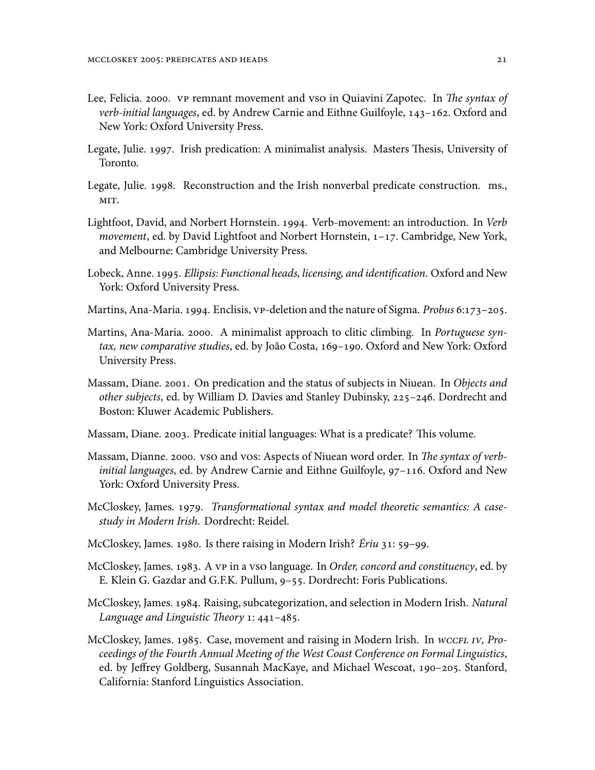Lee, Felicia. 2000. VP remnant movement and VSO in Quiavini Zapotec. In *The syntax of verb-initial languages*, ed. by Andrew Carnie and Eithne Guilfoyle, 143–162. Oxford and New York: Oxford University Press.

Legate, Julie. 1997. Irish predication: A minimalist analysis. Masters Thesis, University of Toronto.

Legate, Julie. 1998. Reconstruction and the Irish nonverbal predicate construction. ms., MIT.

Lightfoot, David, and Norbert Hornstein. 1994. Verb-movement: an introduction. In *Verb movement*, ed. by David Lightfoot and Norbert Hornstein, 1–17. Cambridge, New York, and Melbourne: Cambridge University Press.

Lobeck, Anne. 1995. *Ellipsis: Functional heads, licensing, and identification*. Oxford and New York: Oxford University Press.

Martins, Ana-Maria. 1994. Enclisis, VP-deletion and the nature of Sigma. *Probus* 6:173–205.

Martins, Ana-Maria. 2000. A minimalist approach to clitic climbing. In *Portuguese syntax, new comparative studies*, ed. by João Costa, 169–190. Oxford and New York: Oxford University Press.

Massam, Diane. 2001. On predication and the status of subjects in Niuean. In *Objects and other subjects*, ed. by William D. Davies and Stanley Dubinsky, 225–246. Dordrecht and Boston: Kluwer Academic Publishers.

Massam, Diane. 2003. Predicate initial languages: What is a predicate? This volume.

Massam, Dianne. 2000. VSO and VOS: Aspects of Niuean word order. In *The syntax of verb-initial languages*, ed. by Andrew Carnie and Eithne Guilfoyle, 97–116. Oxford and New York: Oxford University Press.

McCloskey, James. 1979. *Transformational syntax and model theoretic semantics: A case-study in Modern Irish*. Dordrecht: Reidel.

McCloskey, James. 1980. Is there raising in Modern Irish? *Ériu* 31: 59–99.

McCloskey, James. 1983. A VP in a VSO language. In *Order, concord and constituency*, ed. by E. Klein G. Gazdar and G.F.K. Pullum, 9–55. Dordrecht: Foris Publications.

McCloskey, James. 1984. Raising, subcategorization, and selection in Modern Irish. *Natural Language and Linguistic Theory* 1: 441–485.

McCloskey, James. 1985. Case, movement and raising in Modern Irish. In *WCCFL IV, Proceedings of the Fourth Annual Meeting of the West Coast Conference on Formal Linguistics*, ed. by Jeffrey Goldberg, Susannah MacKaye, and Michael Wescoat, 190–205. Stanford, California: Stanford Linguistics Association.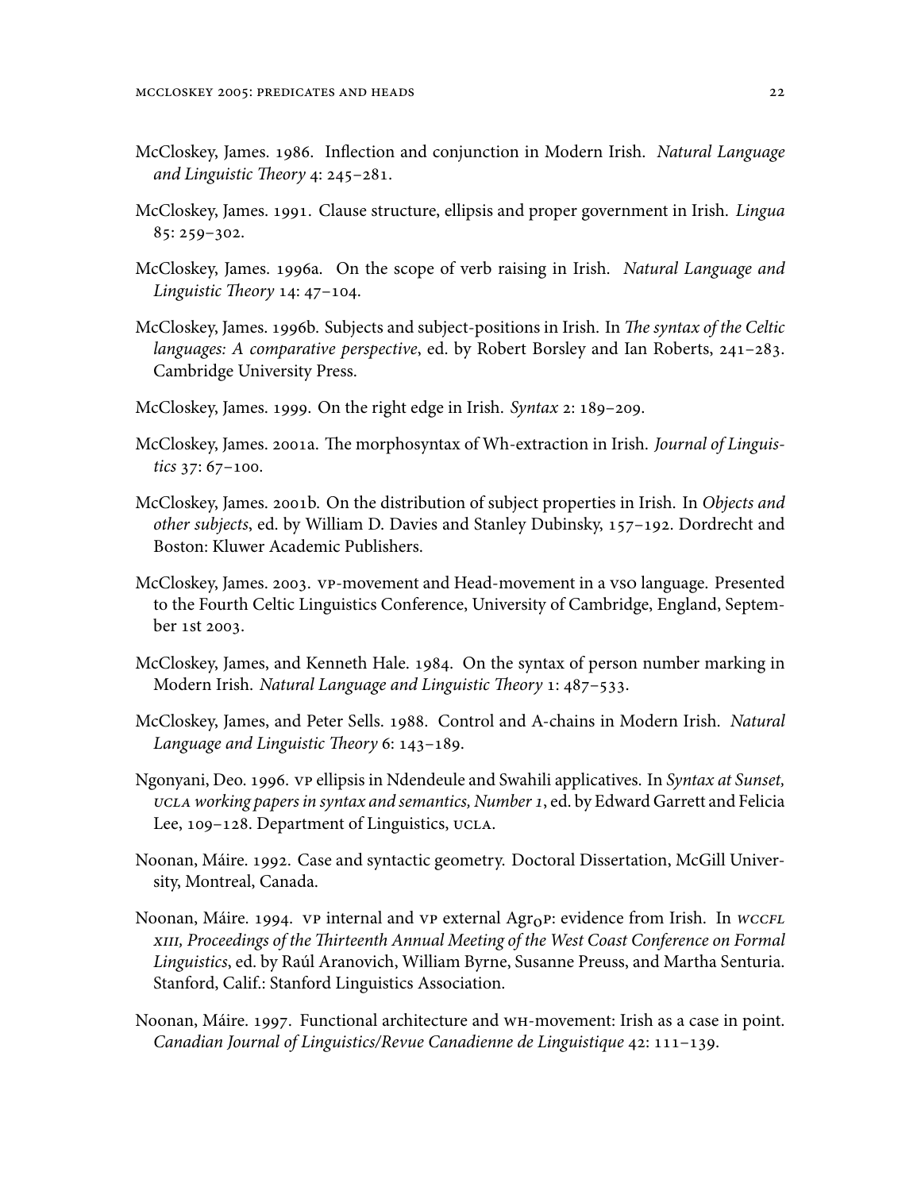McCloskey, James. 1986. Inflection and conjunction in Modern Irish. *Natural Language and Linguistic Theory* 4: 245–281.

McCloskey, James. 1991. Clause structure, ellipsis and proper government in Irish. *Lingua* 85: 259–302.

McCloskey, James. 1996a. On the scope of verb raising in Irish. *Natural Language and Linguistic Theory* 14: 47–104.

McCloskey, James. 1996b. Subjects and subject-positions in Irish. In *The syntax of the Celtic languages: A comparative perspective*, ed. by Robert Borsley and Ian Roberts, 241–283. Cambridge University Press.

McCloskey, James. 1999. On the right edge in Irish. *Syntax* 2: 189–209.

McCloskey, James. 2001a. The morphosyntax of Wh-extraction in Irish. *Journal of Linguistics* 37: 67–100.

McCloskey, James. 2001b. On the distribution of subject properties in Irish. In *Objects and other subjects*, ed. by William D. Davies and Stanley Dubinsky, 157–192. Dordrecht and Boston: Kluwer Academic Publishers.

McCloskey, James. 2003. VP-movement and Head-movement in a VSO language. Presented to the Fourth Celtic Linguistics Conference, University of Cambridge, England, September 1st 2003.

McCloskey, James, and Kenneth Hale. 1984. On the syntax of person number marking in Modern Irish. *Natural Language and Linguistic Theory* 1: 487–533.

McCloskey, James, and Peter Sells. 1988. Control and A-chains in Modern Irish. *Natural Language and Linguistic Theory* 6: 143–189.

Ngonyani, Deo. 1996. VP ellipsis in Ndendeule and Swahili applicatives. In *Syntax at Sunset, UCLA working papers in syntax and semantics, Number 1*, ed. by Edward Garrett and Felicia Lee, 109–128. Department of Linguistics, UCLA.

Noonan, Máire. 1992. Case and syntactic geometry. Doctoral Dissertation, McGill University, Montreal, Canada.

Noonan, Máire. 1994. VP internal and VP external $Agr_O$P: evidence from Irish. In *WCCFL XIII, Proceedings of the Thirteenth Annual Meeting of the West Coast Conference on Formal Linguistics*, ed. by Raúl Aranovich, William Byrne, Susanne Preuss, and Martha Senturia. Stanford, Calif.: Stanford Linguistics Association.

Noonan, Máire. 1997. Functional architecture and WH-movement: Irish as a case in point. *Canadian Journal of Linguistics/Revue Canadienne de Linguistique* 42: 111–139.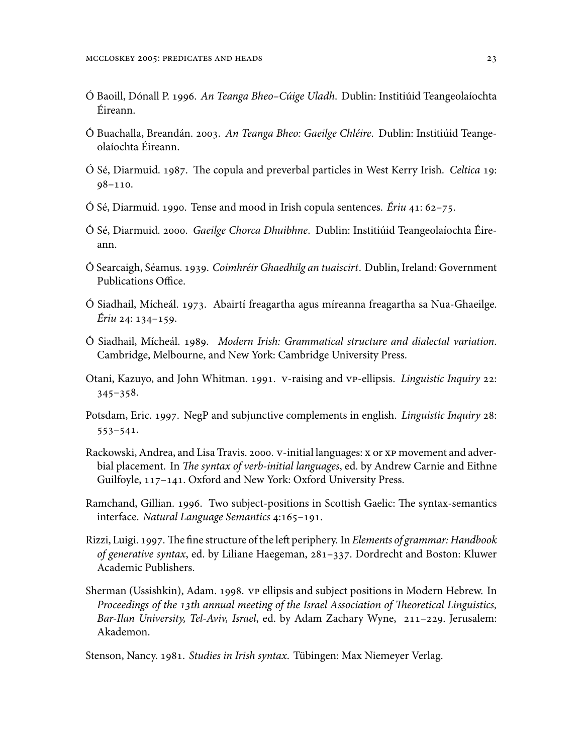Ó Baoill, Dónall P. 1996. *An Teanga Bheo–Cúige Uladh*. Dublin: Institiúid Teangeolaíochta Éireann.

Ó Buachalla, Breandán. 2003. *An Teanga Bheo: Gaeilge Chléire*. Dublin: Institiúid Teangeolaíochta Éireann.

Ó Sé, Diarmuid. 1987. The copula and preverbal particles in West Kerry Irish. *Celtica* 19: 98–110.

Ó Sé, Diarmuid. 1990. Tense and mood in Irish copula sentences. *Ériu* 41: 62–75.

Ó Sé, Diarmuid. 2000. *Gaeilge Chorca Dhuibhne*. Dublin: Institiúid Teangeolaíochta Éireann.

Ó Searcaigh, Séamus. 1939. *Coimhréir Ghaedhilg an tuaiscirt*. Dublin, Ireland: Government Publications Office.

Ó Siadhail, Mícheál. 1973. Abairtí freagartha agus míreanna freagartha sa Nua-Ghaeilge. *Ériu* 24: 134–159.

Ó Siadhail, Mícheál. 1989. *Modern Irish: Grammatical structure and dialectal variation*. Cambridge, Melbourne, and New York: Cambridge University Press.

Otani, Kazuyo, and John Whitman. 1991. V-raising and VP-ellipsis. *Linguistic Inquiry* 22: 345–358.

Potsdam, Eric. 1997. NegP and subjunctive complements in english. *Linguistic Inquiry* 28: 553–541.

Rackowski, Andrea, and Lisa Travis. 2000. V-initial languages: X or XP movement and adverbial placement. In *The syntax of verb-initial languages*, ed. by Andrew Carnie and Eithne Guilfoyle, 117–141. Oxford and New York: Oxford University Press.

Ramchand, Gillian. 1996. Two subject-positions in Scottish Gaelic: The syntax-semantics interface. *Natural Language Semantics* 4:165–191.

Rizzi, Luigi. 1997. The fine structure of the left periphery. In *Elements of grammar: Handbook of generative syntax*, ed. by Liliane Haegeman, 281–337. Dordrecht and Boston: Kluwer Academic Publishers.

Sherman (Ussishkin), Adam. 1998. VP ellipsis and subject positions in Modern Hebrew. In *Proceedings of the 13th annual meeting of the Israel Association of Theoretical Linguistics, Bar-Ilan University, Tel-Aviv, Israel*, ed. by Adam Zachary Wyne, 211–229. Jerusalem: Akademon.

Stenson, Nancy. 1981. *Studies in Irish syntax*. Tübingen: Max Niemeyer Verlag.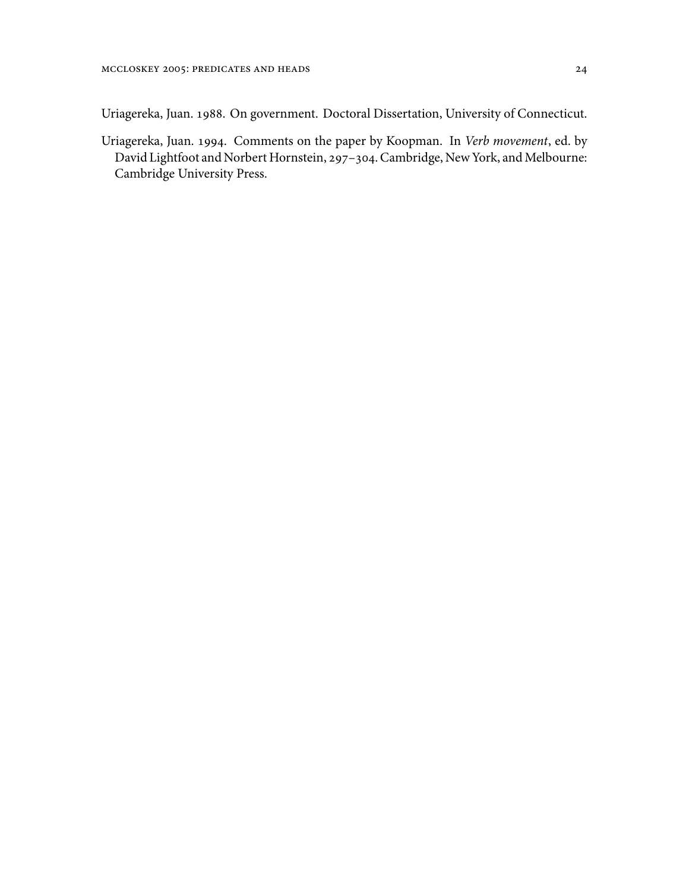Uriagereka, Juan. 1988. On government. Doctoral Dissertation, University of Connecticut.

Uriagereka, Juan. 1994. Comments on the paper by Koopman. In *Verb movement*, ed. by David Lightfoot and Norbert Hornstein, 297–304. Cambridge, New York, and Melbourne: Cambridge University Press.